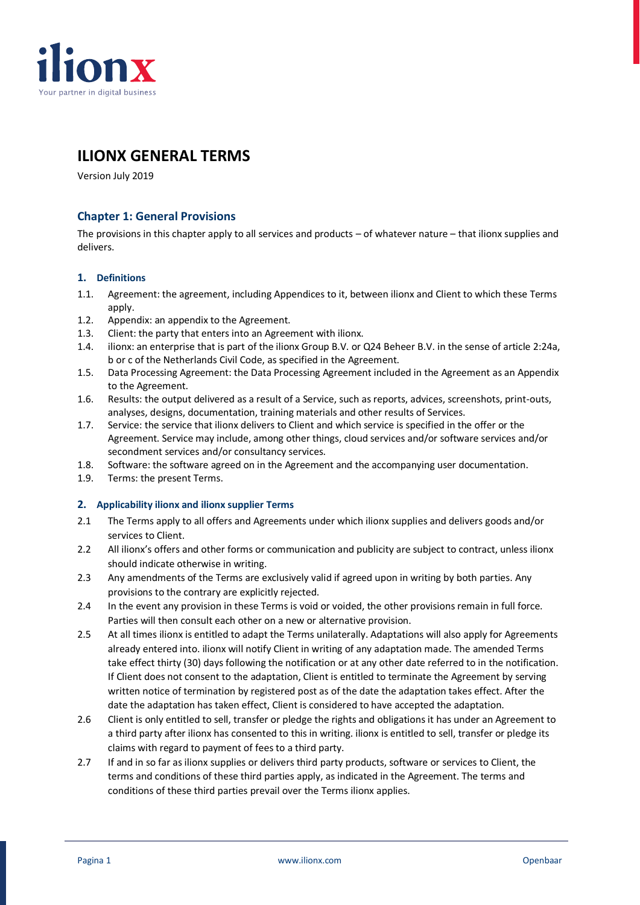# ILIONX GENERAL TERMS

Version July 2019

## Chapter 1: General Provisions

The provisions in this chapter apply to all services and products – of whatever nature – that ilionx supplies and delivers.

### 1. Definitions

1.1. Agreement: the agreement, including Appendices to it, between ilionx and Client to which these Terms apply.

1.2. Appendix: an appendix to the Agreement.

1.3. Client: the party that enters into an Agreement with ilionx.

1.4. ilionx: an enterprise that is part of the ilionx Group B.V. or Q24 Beheer B.V. in the sense of article 2:24a, b or c of the Netherlands Civil Code, as specified in the Agreement.

1.5. Data Processing Agreement: the Data Processing Agreement included in the Agreement as an Appendix to the Agreement.

1.6. Results: the output delivered as a result of a Service, such as reports, advices, screenshots, print-outs, analyses, designs, documentation, training materials and other results of Services.

1.7. Service: the service that ilionx delivers to Client and which service is specified in the offer or the Agreement. Service may include, among other things, cloud services and/or software services and/or secondment services and/or consultancy services.

1.8. Software: the software agreed on in the Agreement and the accompanying user documentation.

1.9. Terms: the present Terms.

### 2. Applicability ilionx and ilionx supplier Terms

2.1 The Terms apply to all offers and Agreements under which ilionx supplies and delivers goods and/or services to Client.

2.2 All ilionx's offers and other forms or communication and publicity are subject to contract, unless ilionx should indicate otherwise in writing.

2.3 Any amendments of the Terms are exclusively valid if agreed upon in writing by both parties. Any provisions to the contrary are explicitly rejected.

2.4 In the event any provision in these Terms is void or voided, the other provisions remain in full force. Parties will then consult each other on a new or alternative provision.

2.5 At all times ilionx is entitled to adapt the Terms unilaterally. Adaptations will also apply for Agreements already entered into. ilionx will notify Client in writing of any adaptation made. The amended Terms take effect thirty (30) days following the notification or at any other date referred to in the notification. If Client does not consent to the adaptation, Client is entitled to terminate the Agreement by serving written notice of termination by registered post as of the date the adaptation takes effect. After the date the adaptation has taken effect, Client is considered to have accepted the adaptation.

2.6 Client is only entitled to sell, transfer or pledge the rights and obligations it has under an Agreement to a third party after ilionx has consented to this in writing. ilionx is entitled to sell, transfer or pledge its claims with regard to payment of fees to a third party.

2.7 If and in so far as ilionx supplies or delivers third party products, software or services to Client, the terms and conditions of these third parties apply, as indicated in the Agreement. The terms and conditions of these third parties prevail over the Terms ilionx applies.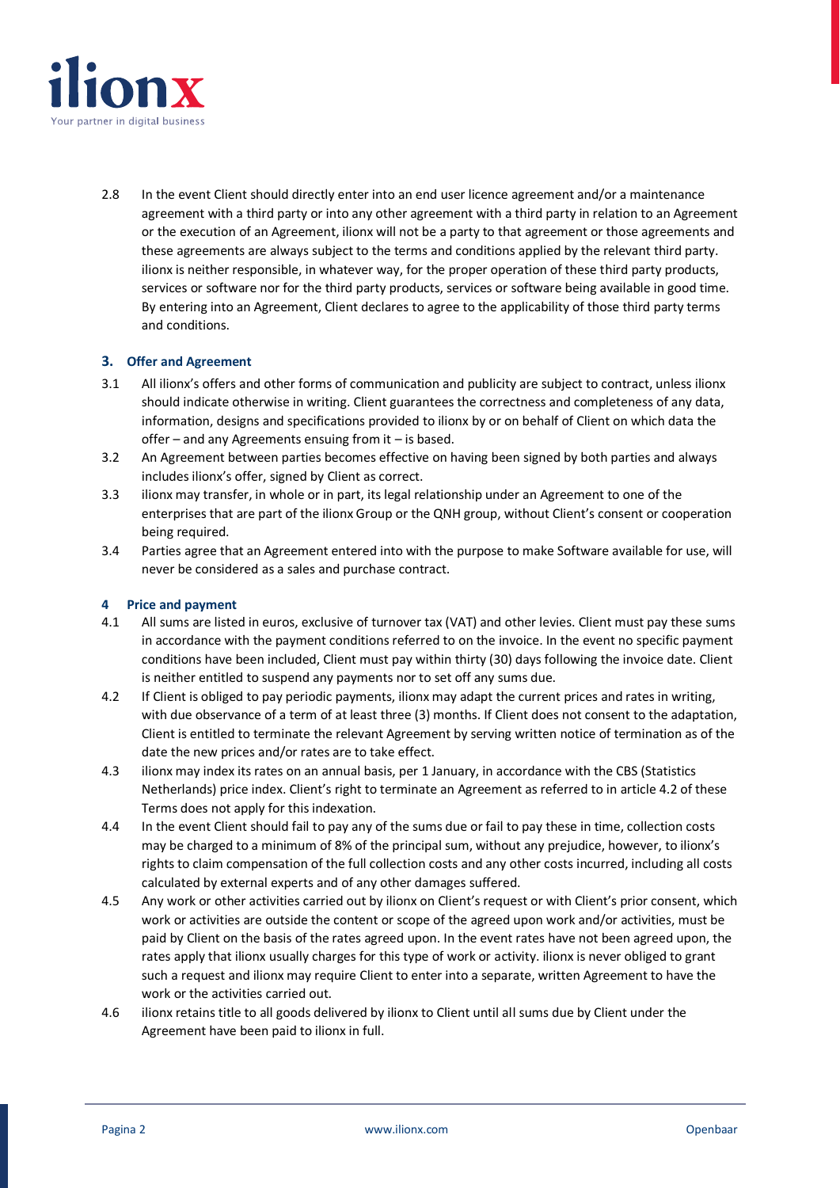2.8 In the event Client should directly enter into an end user licence agreement and/or a maintenance agreement with a third party or into any other agreement with a third party in relation to an Agreement or the execution of an Agreement, ilionx will not be a party to that agreement or those agreements and these agreements are always subject to the terms and conditions applied by the relevant third party. ilionx is neither responsible, in whatever way, for the proper operation of these third party products, services or software nor for the third party products, services or software being available in good time. By entering into an Agreement, Client declares to agree to the applicability of those third party terms and conditions.

## 3. Offer and Agreement

3.1 All ilionx's offers and other forms of communication and publicity are subject to contract, unless ilionx should indicate otherwise in writing. Client guarantees the correctness and completeness of any data, information, designs and specifications provided to ilionx by or on behalf of Client on which data the offer – and any Agreements ensuing from it – is based.

3.2 An Agreement between parties becomes effective on having been signed by both parties and always includes ilionx's offer, signed by Client as correct.

3.3 ilionx may transfer, in whole or in part, its legal relationship under an Agreement to one of the enterprises that are part of the ilionx Group or the QNH group, without Client's consent or cooperation being required.

3.4 Parties agree that an Agreement entered into with the purpose to make Software available for use, will never be considered as a sales and purchase contract.

## 4 Price and payment

4.1 All sums are listed in euros, exclusive of turnover tax (VAT) and other levies. Client must pay these sums in accordance with the payment conditions referred to on the invoice. In the event no specific payment conditions have been included, Client must pay within thirty (30) days following the invoice date. Client is neither entitled to suspend any payments nor to set off any sums due.

4.2 If Client is obliged to pay periodic payments, ilionx may adapt the current prices and rates in writing, with due observance of a term of at least three (3) months. If Client does not consent to the adaptation, Client is entitled to terminate the relevant Agreement by serving written notice of termination as of the date the new prices and/or rates are to take effect.

4.3 ilionx may index its rates on an annual basis, per 1 January, in accordance with the CBS (Statistics Netherlands) price index. Client's right to terminate an Agreement as referred to in article 4.2 of these Terms does not apply for this indexation.

4.4 In the event Client should fail to pay any of the sums due or fail to pay these in time, collection costs may be charged to a minimum of 8% of the principal sum, without any prejudice, however, to ilionx's rights to claim compensation of the full collection costs and any other costs incurred, including all costs calculated by external experts and of any other damages suffered.

4.5 Any work or other activities carried out by ilionx on Client's request or with Client's prior consent, which work or activities are outside the content or scope of the agreed upon work and/or activities, must be paid by Client on the basis of the rates agreed upon. In the event rates have not been agreed upon, the rates apply that ilionx usually charges for this type of work or activity. ilionx is never obliged to grant such a request and ilionx may require Client to enter into a separate, written Agreement to have the work or the activities carried out.

4.6 ilionx retains title to all goods delivered by ilionx to Client until all sums due by Client under the Agreement have been paid to ilionx in full.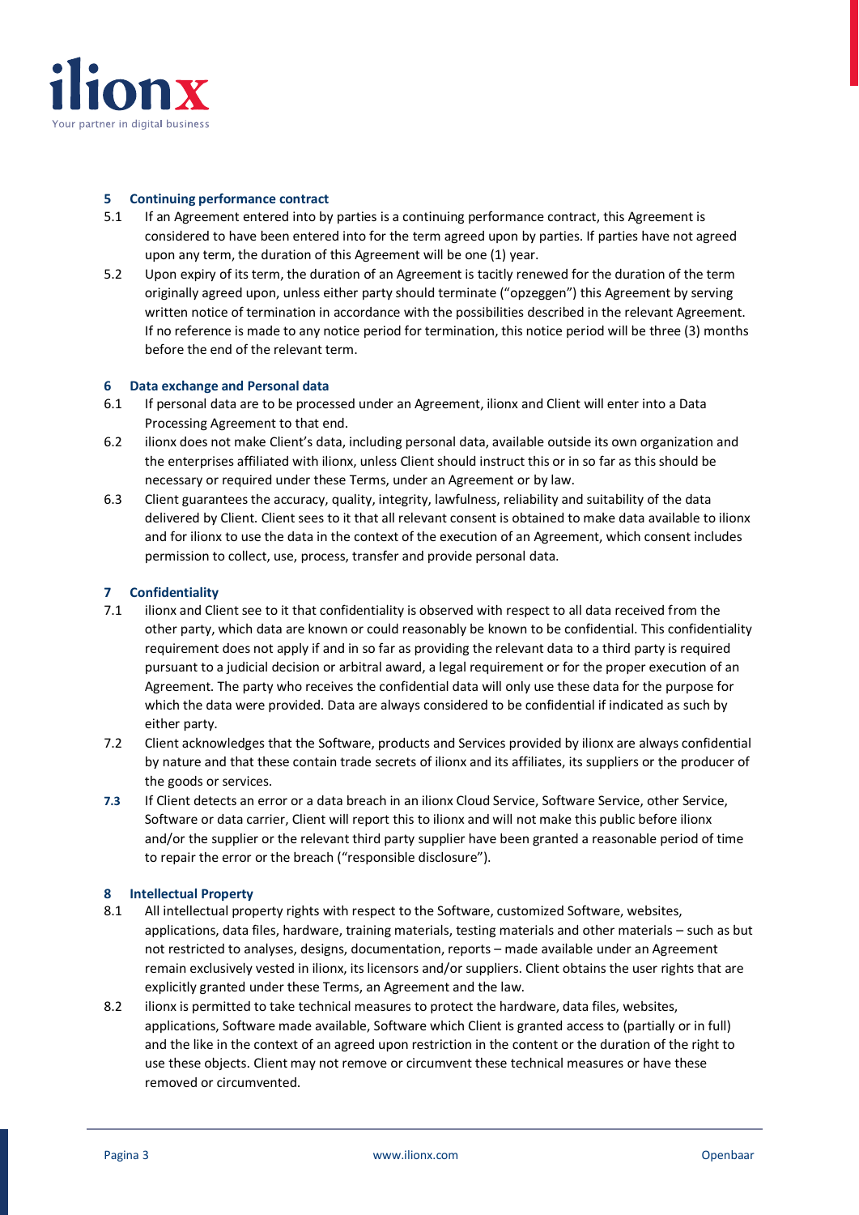## 5 Continuing performance contract

5.1 If an Agreement entered into by parties is a continuing performance contract, this Agreement is considered to have been entered into for the term agreed upon by parties. If parties have not agreed upon any term, the duration of this Agreement will be one (1) year.

5.2 Upon expiry of its term, the duration of an Agreement is tacitly renewed for the duration of the term originally agreed upon, unless either party should terminate ("opzeggen") this Agreement by serving written notice of termination in accordance with the possibilities described in the relevant Agreement. If no reference is made to any notice period for termination, this notice period will be three (3) months before the end of the relevant term.

## 6 Data exchange and Personal data

6.1 If personal data are to be processed under an Agreement, ilionx and Client will enter into a Data Processing Agreement to that end.

6.2 ilionx does not make Client's data, including personal data, available outside its own organization and the enterprises affiliated with ilionx, unless Client should instruct this or in so far as this should be necessary or required under these Terms, under an Agreement or by law.

6.3 Client guarantees the accuracy, quality, integrity, lawfulness, reliability and suitability of the data delivered by Client. Client sees to it that all relevant consent is obtained to make data available to ilionx and for ilionx to use the data in the context of the execution of an Agreement, which consent includes permission to collect, use, process, transfer and provide personal data.

## 7 Confidentiality

7.1 ilionx and Client see to it that confidentiality is observed with respect to all data received from the other party, which data are known or could reasonably be known to be confidential. This confidentiality requirement does not apply if and in so far as providing the relevant data to a third party is required pursuant to a judicial decision or arbitral award, a legal requirement or for the proper execution of an Agreement. The party who receives the confidential data will only use these data for the purpose for which the data were provided. Data are always considered to be confidential if indicated as such by either party.

7.2 Client acknowledges that the Software, products and Services provided by ilionx are always confidential by nature and that these contain trade secrets of ilionx and its affiliates, its suppliers or the producer of the goods or services.

7.3 If Client detects an error or a data breach in an ilionx Cloud Service, Software Service, other Service, Software or data carrier, Client will report this to ilionx and will not make this public before ilionx and/or the supplier or the relevant third party supplier have been granted a reasonable period of time to repair the error or the breach ("responsible disclosure").

## 8 Intellectual Property

8.1 All intellectual property rights with respect to the Software, customized Software, websites, applications, data files, hardware, training materials, testing materials and other materials – such as but not restricted to analyses, designs, documentation, reports – made available under an Agreement remain exclusively vested in ilionx, its licensors and/or suppliers. Client obtains the user rights that are explicitly granted under these Terms, an Agreement and the law.

8.2 ilionx is permitted to take technical measures to protect the hardware, data files, websites, applications, Software made available, Software which Client is granted access to (partially or in full) and the like in the context of an agreed upon restriction in the content or the duration of the right to use these objects. Client may not remove or circumvent these technical measures or have these removed or circumvented.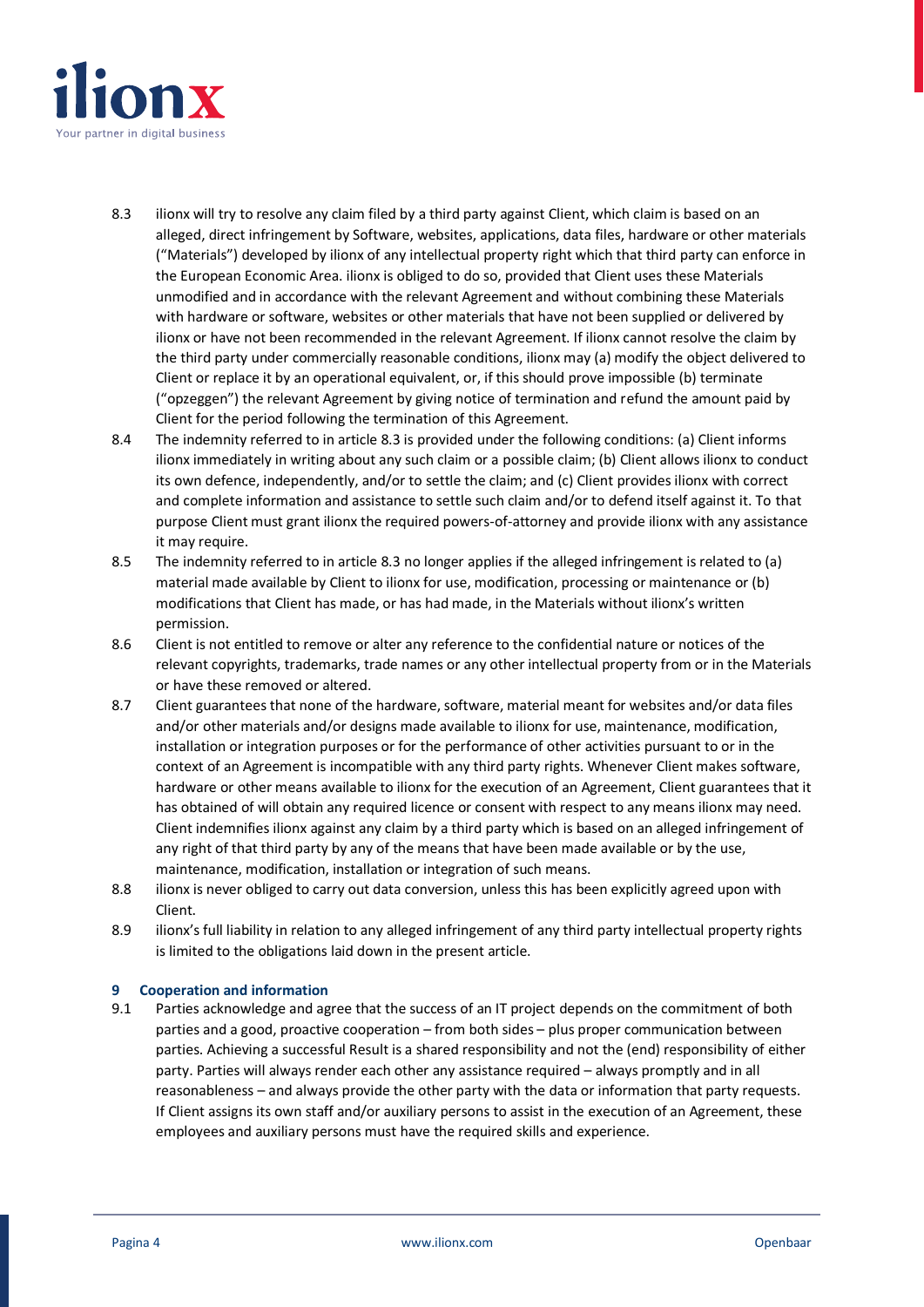8.3 ilionx will try to resolve any claim filed by a third party against Client, which claim is based on an alleged, direct infringement by Software, websites, applications, data files, hardware or other materials ("Materials") developed by ilionx of any intellectual property right which that third party can enforce in the European Economic Area. ilionx is obliged to do so, provided that Client uses these Materials unmodified and in accordance with the relevant Agreement and without combining these Materials with hardware or software, websites or other materials that have not been supplied or delivered by ilionx or have not been recommended in the relevant Agreement. If ilionx cannot resolve the claim by the third party under commercially reasonable conditions, ilionx may (a) modify the object delivered to Client or replace it by an operational equivalent, or, if this should prove impossible (b) terminate ("opzeggen") the relevant Agreement by giving notice of termination and refund the amount paid by Client for the period following the termination of this Agreement.

8.4 The indemnity referred to in article 8.3 is provided under the following conditions: (a) Client informs ilionx immediately in writing about any such claim or a possible claim; (b) Client allows ilionx to conduct its own defence, independently, and/or to settle the claim; and (c) Client provides ilionx with correct and complete information and assistance to settle such claim and/or to defend itself against it. To that purpose Client must grant ilionx the required powers-of-attorney and provide ilionx with any assistance it may require.

8.5 The indemnity referred to in article 8.3 no longer applies if the alleged infringement is related to (a) material made available by Client to ilionx for use, modification, processing or maintenance or (b) modifications that Client has made, or has had made, in the Materials without ilionx's written permission.

8.6 Client is not entitled to remove or alter any reference to the confidential nature or notices of the relevant copyrights, trademarks, trade names or any other intellectual property from or in the Materials or have these removed or altered.

8.7 Client guarantees that none of the hardware, software, material meant for websites and/or data files and/or other materials and/or designs made available to ilionx for use, maintenance, modification, installation or integration purposes or for the performance of other activities pursuant to or in the context of an Agreement is incompatible with any third party rights. Whenever Client makes software, hardware or other means available to ilionx for the execution of an Agreement, Client guarantees that it has obtained of will obtain any required licence or consent with respect to any means ilionx may need. Client indemnifies ilionx against any claim by a third party which is based on an alleged infringement of any right of that third party by any of the means that have been made available or by the use, maintenance, modification, installation or integration of such means.

8.8 ilionx is never obliged to carry out data conversion, unless this has been explicitly agreed upon with Client.

8.9 ilionx's full liability in relation to any alleged infringement of any third party intellectual property rights is limited to the obligations laid down in the present article.

## 9 Cooperation and information

9.1 Parties acknowledge and agree that the success of an IT project depends on the commitment of both parties and a good, proactive cooperation – from both sides – plus proper communication between parties. Achieving a successful Result is a shared responsibility and not the (end) responsibility of either party. Parties will always render each other any assistance required – always promptly and in all reasonableness – and always provide the other party with the data or information that party requests. If Client assigns its own staff and/or auxiliary persons to assist in the execution of an Agreement, these employees and auxiliary persons must have the required skills and experience.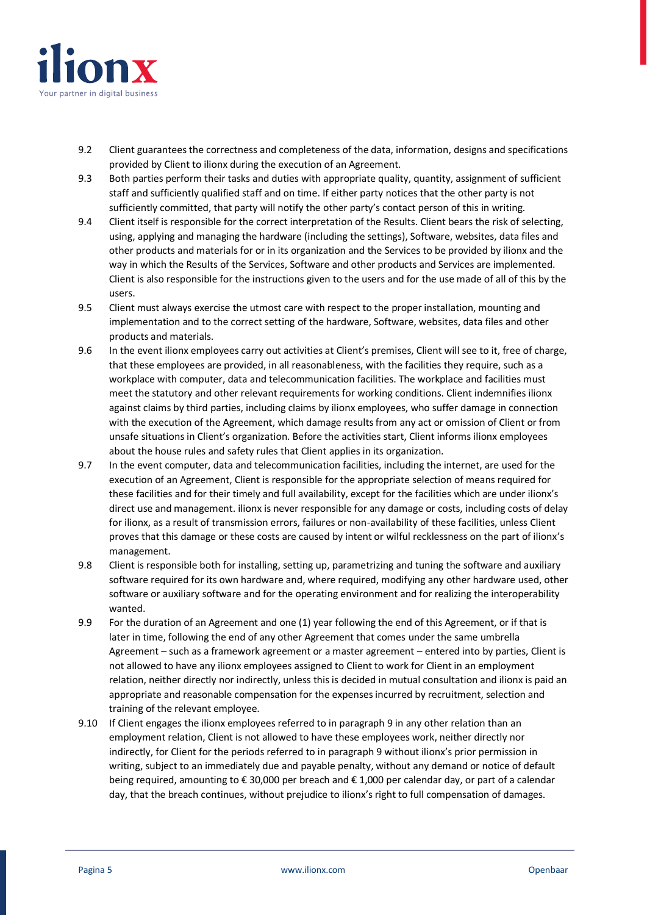9.2 Client guarantees the correctness and completeness of the data, information, designs and specifications provided by Client to ilionx during the execution of an Agreement.

9.3 Both parties perform their tasks and duties with appropriate quality, quantity, assignment of sufficient staff and sufficiently qualified staff and on time. If either party notices that the other party is not sufficiently committed, that party will notify the other party's contact person of this in writing.

9.4 Client itself is responsible for the correct interpretation of the Results. Client bears the risk of selecting, using, applying and managing the hardware (including the settings), Software, websites, data files and other products and materials for or in its organization and the Services to be provided by ilionx and the way in which the Results of the Services, Software and other products and Services are implemented. Client is also responsible for the instructions given to the users and for the use made of all of this by the users.

9.5 Client must always exercise the utmost care with respect to the proper installation, mounting and implementation and to the correct setting of the hardware, Software, websites, data files and other products and materials.

9.6 In the event ilionx employees carry out activities at Client's premises, Client will see to it, free of charge, that these employees are provided, in all reasonableness, with the facilities they require, such as a workplace with computer, data and telecommunication facilities. The workplace and facilities must meet the statutory and other relevant requirements for working conditions. Client indemnifies ilionx against claims by third parties, including claims by ilionx employees, who suffer damage in connection with the execution of the Agreement, which damage results from any act or omission of Client or from unsafe situations in Client's organization. Before the activities start, Client informs ilionx employees about the house rules and safety rules that Client applies in its organization.

9.7 In the event computer, data and telecommunication facilities, including the internet, are used for the execution of an Agreement, Client is responsible for the appropriate selection of means required for these facilities and for their timely and full availability, except for the facilities which are under ilionx's direct use and management. ilionx is never responsible for any damage or costs, including costs of delay for ilionx, as a result of transmission errors, failures or non-availability of these facilities, unless Client proves that this damage or these costs are caused by intent or wilful recklessness on the part of ilionx's management.

9.8 Client is responsible both for installing, setting up, parametrizing and tuning the software and auxiliary software required for its own hardware and, where required, modifying any other hardware used, other software or auxiliary software and for the operating environment and for realizing the interoperability wanted.

9.9 For the duration of an Agreement and one (1) year following the end of this Agreement, or if that is later in time, following the end of any other Agreement that comes under the same umbrella Agreement – such as a framework agreement or a master agreement – entered into by parties, Client is not allowed to have any ilionx employees assigned to Client to work for Client in an employment relation, neither directly nor indirectly, unless this is decided in mutual consultation and ilionx is paid an appropriate and reasonable compensation for the expenses incurred by recruitment, selection and training of the relevant employee.

9.10 If Client engages the ilionx employees referred to in paragraph 9 in any other relation than an employment relation, Client is not allowed to have these employees work, neither directly nor indirectly, for Client for the periods referred to in paragraph 9 without ilionx's prior permission in writing, subject to an immediately due and payable penalty, without any demand or notice of default being required, amounting to € 30,000 per breach and € 1,000 per calendar day, or part of a calendar day, that the breach continues, without prejudice to ilionx's right to full compensation of damages.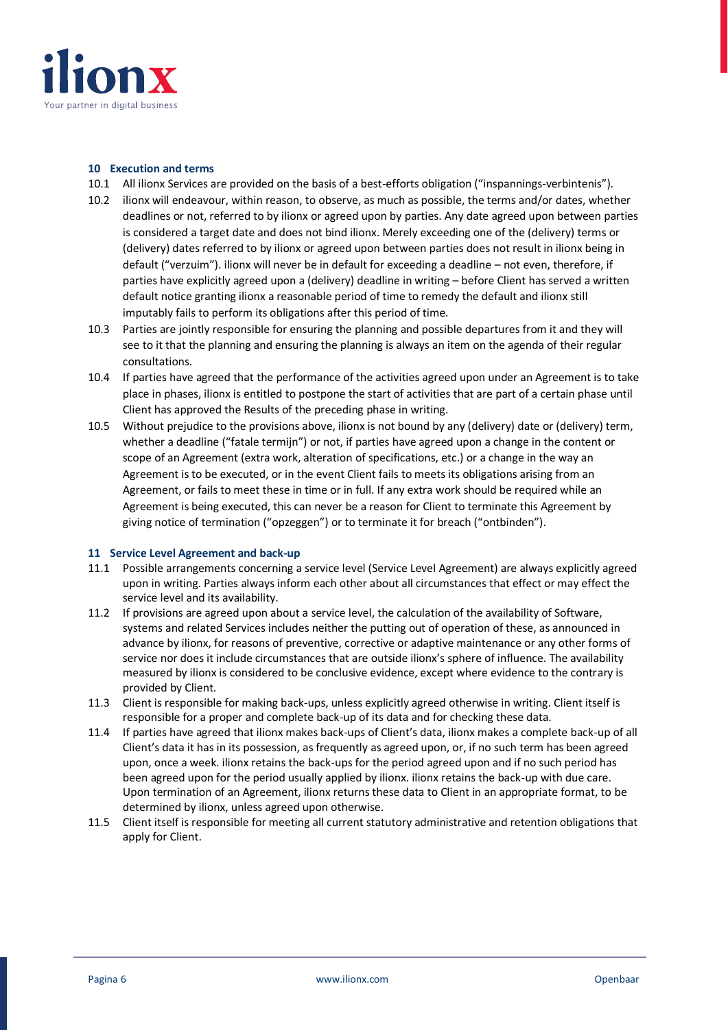## 10 Execution and terms

10.1 All ilionx Services are provided on the basis of a best-efforts obligation (“inspannings-verbintenis”).

10.2 ilionx will endeavour, within reason, to observe, as much as possible, the terms and/or dates, whether deadlines or not, referred to by ilionx or agreed upon by parties. Any date agreed upon between parties is considered a target date and does not bind ilionx. Merely exceeding one of the (delivery) terms or (delivery) dates referred to by ilionx or agreed upon between parties does not result in ilionx being in default (“verzuim”). ilionx will never be in default for exceeding a deadline – not even, therefore, if parties have explicitly agreed upon a (delivery) deadline in writing – before Client has served a written default notice granting ilionx a reasonable period of time to remedy the default and ilionx still imputably fails to perform its obligations after this period of time.

10.3 Parties are jointly responsible for ensuring the planning and possible departures from it and they will see to it that the planning and ensuring the planning is always an item on the agenda of their regular consultations.

10.4 If parties have agreed that the performance of the activities agreed upon under an Agreement is to take place in phases, ilionx is entitled to postpone the start of activities that are part of a certain phase until Client has approved the Results of the preceding phase in writing.

10.5 Without prejudice to the provisions above, ilionx is not bound by any (delivery) date or (delivery) term, whether a deadline (“fatale termijn”) or not, if parties have agreed upon a change in the content or scope of an Agreement (extra work, alteration of specifications, etc.) or a change in the way an Agreement is to be executed, or in the event Client fails to meets its obligations arising from an Agreement, or fails to meet these in time or in full. If any extra work should be required while an Agreement is being executed, this can never be a reason for Client to terminate this Agreement by giving notice of termination (“opzeggen”) or to terminate it for breach (“ontbinden”).

## 11 Service Level Agreement and back-up

11.1 Possible arrangements concerning a service level (Service Level Agreement) are always explicitly agreed upon in writing. Parties always inform each other about all circumstances that effect or may effect the service level and its availability.

11.2 If provisions are agreed upon about a service level, the calculation of the availability of Software, systems and related Services includes neither the putting out of operation of these, as announced in advance by ilionx, for reasons of preventive, corrective or adaptive maintenance or any other forms of service nor does it include circumstances that are outside ilionx’s sphere of influence. The availability measured by ilionx is considered to be conclusive evidence, except where evidence to the contrary is provided by Client.

11.3 Client is responsible for making back-ups, unless explicitly agreed otherwise in writing. Client itself is responsible for a proper and complete back-up of its data and for checking these data.

11.4 If parties have agreed that ilionx makes back-ups of Client’s data, ilionx makes a complete back-up of all Client’s data it has in its possession, as frequently as agreed upon, or, if no such term has been agreed upon, once a week. ilionx retains the back-ups for the period agreed upon and if no such period has been agreed upon for the period usually applied by ilionx. ilionx retains the back-up with due care. Upon termination of an Agreement, ilionx returns these data to Client in an appropriate format, to be determined by ilionx, unless agreed upon otherwise.

11.5 Client itself is responsible for meeting all current statutory administrative and retention obligations that apply for Client.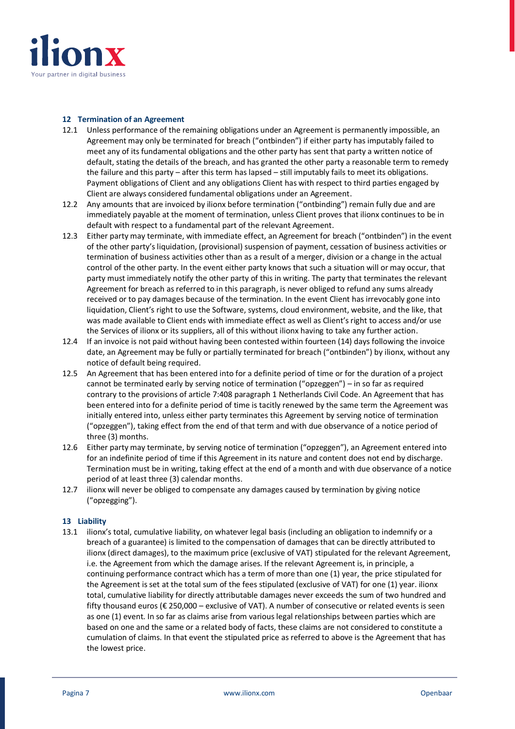## 12 Termination of an Agreement

12.1 Unless performance of the remaining obligations under an Agreement is permanently impossible, an Agreement may only be terminated for breach (“ontbinden”) if either party has imputably failed to meet any of its fundamental obligations and the other party has sent that party a written notice of default, stating the details of the breach, and has granted the other party a reasonable term to remedy the failure and this party – after this term has lapsed – still imputably fails to meet its obligations. Payment obligations of Client and any obligations Client has with respect to third parties engaged by Client are always considered fundamental obligations under an Agreement.

12.2 Any amounts that are invoiced by ilionx before termination (“ontbinding”) remain fully due and are immediately payable at the moment of termination, unless Client proves that ilionx continues to be in default with respect to a fundamental part of the relevant Agreement.

12.3 Either party may terminate, with immediate effect, an Agreement for breach (“ontbinden”) in the event of the other party’s liquidation, (provisional) suspension of payment, cessation of business activities or termination of business activities other than as a result of a merger, division or a change in the actual control of the other party. In the event either party knows that such a situation will or may occur, that party must immediately notify the other party of this in writing. The party that terminates the relevant Agreement for breach as referred to in this paragraph, is never obliged to refund any sums already received or to pay damages because of the termination. In the event Client has irrevocably gone into liquidation, Client’s right to use the Software, systems, cloud environment, website, and the like, that was made available to Client ends with immediate effect as well as Client’s right to access and/or use the Services of ilionx or its suppliers, all of this without ilionx having to take any further action.

12.4 If an invoice is not paid without having been contested within fourteen (14) days following the invoice date, an Agreement may be fully or partially terminated for breach (“ontbinden”) by ilionx, without any notice of default being required.

12.5 An Agreement that has been entered into for a definite period of time or for the duration of a project cannot be terminated early by serving notice of termination (“opzeggen”) – in so far as required contrary to the provisions of article 7:408 paragraph 1 Netherlands Civil Code. An Agreement that has been entered into for a definite period of time is tacitly renewed by the same term the Agreement was initially entered into, unless either party terminates this Agreement by serving notice of termination (“opzeggen”), taking effect from the end of that term and with due observance of a notice period of three (3) months.

12.6 Either party may terminate, by serving notice of termination (“opzeggen”), an Agreement entered into for an indefinite period of time if this Agreement in its nature and content does not end by discharge. Termination must be in writing, taking effect at the end of a month and with due observance of a notice period of at least three (3) calendar months.

12.7 ilionx will never be obliged to compensate any damages caused by termination by giving notice (“opzegging”).

## 13 Liability

13.1 ilionx’s total, cumulative liability, on whatever legal basis (including an obligation to indemnify or a breach of a guarantee) is limited to the compensation of damages that can be directly attributed to ilionx (direct damages), to the maximum price (exclusive of VAT) stipulated for the relevant Agreement, i.e. the Agreement from which the damage arises. If the relevant Agreement is, in principle, a continuing performance contract which has a term of more than one (1) year, the price stipulated for the Agreement is set at the total sum of the fees stipulated (exclusive of VAT) for one (1) year. ilionx total, cumulative liability for directly attributable damages never exceeds the sum of two hundred and fifty thousand euros (€ 250,000 – exclusive of VAT). A number of consecutive or related events is seen as one (1) event. In so far as claims arise from various legal relationships between parties which are based on one and the same or a related body of facts, these claims are not considered to constitute a cumulation of claims. In that event the stipulated price as referred to above is the Agreement that has the lowest price.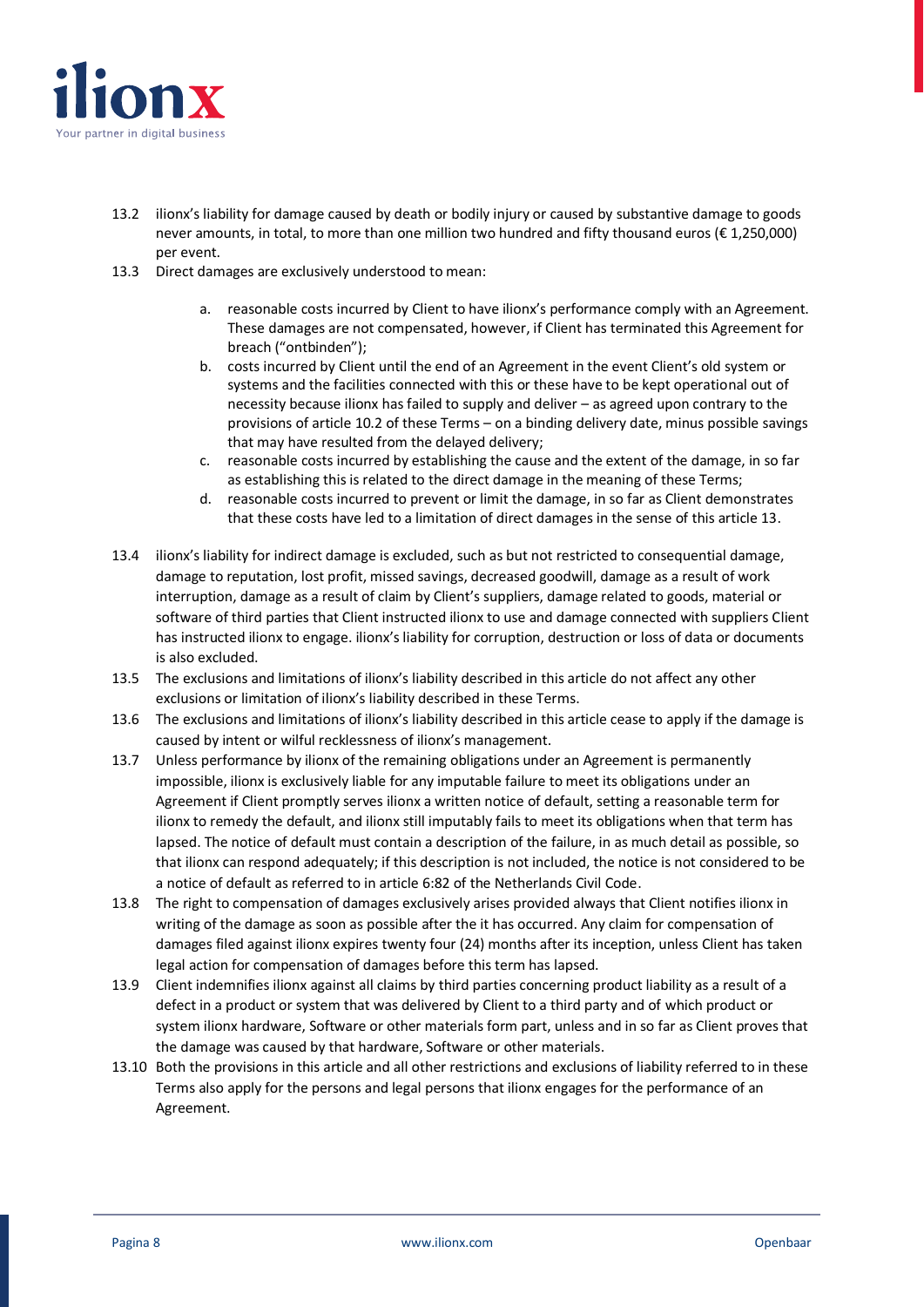13.2 ilionx's liability for damage caused by death or bodily injury or caused by substantive damage to goods never amounts, in total, to more than one million two hundred and fifty thousand euros (€ 1,250,000) per event.

13.3 Direct damages are exclusively understood to mean:

a. reasonable costs incurred by Client to have ilionx's performance comply with an Agreement. These damages are not compensated, however, if Client has terminated this Agreement for breach ("ontbinden");
b. costs incurred by Client until the end of an Agreement in the event Client's old system or systems and the facilities connected with this or these have to be kept operational out of necessity because ilionx has failed to supply and deliver – as agreed upon contrary to the provisions of article 10.2 of these Terms – on a binding delivery date, minus possible savings that may have resulted from the delayed delivery;
c. reasonable costs incurred by establishing the cause and the extent of the damage, in so far as establishing this is related to the direct damage in the meaning of these Terms;
d. reasonable costs incurred to prevent or limit the damage, in so far as Client demonstrates that these costs have led to a limitation of direct damages in the sense of this article 13.

13.4 ilionx's liability for indirect damage is excluded, such as but not restricted to consequential damage, damage to reputation, lost profit, missed savings, decreased goodwill, damage as a result of work interruption, damage as a result of claim by Client's suppliers, damage related to goods, material or software of third parties that Client instructed ilionx to use and damage connected with suppliers Client has instructed ilionx to engage. ilionx's liability for corruption, destruction or loss of data or documents is also excluded.

13.5 The exclusions and limitations of ilionx's liability described in this article do not affect any other exclusions or limitation of ilionx's liability described in these Terms.

13.6 The exclusions and limitations of ilionx's liability described in this article cease to apply if the damage is caused by intent or wilful recklessness of ilionx's management.

13.7 Unless performance by ilionx of the remaining obligations under an Agreement is permanently impossible, ilionx is exclusively liable for any imputable failure to meet its obligations under an Agreement if Client promptly serves ilionx a written notice of default, setting a reasonable term for ilionx to remedy the default, and ilionx still imputably fails to meet its obligations when that term has lapsed. The notice of default must contain a description of the failure, in as much detail as possible, so that ilionx can respond adequately; if this description is not included, the notice is not considered to be a notice of default as referred to in article 6:82 of the Netherlands Civil Code.

13.8 The right to compensation of damages exclusively arises provided always that Client notifies ilionx in writing of the damage as soon as possible after the it has occurred. Any claim for compensation of damages filed against ilionx expires twenty four (24) months after its inception, unless Client has taken legal action for compensation of damages before this term has lapsed.

13.9 Client indemnifies ilionx against all claims by third parties concerning product liability as a result of a defect in a product or system that was delivered by Client to a third party and of which product or system ilionx hardware, Software or other materials form part, unless and in so far as Client proves that the damage was caused by that hardware, Software or other materials.

13.10 Both the provisions in this article and all other restrictions and exclusions of liability referred to in these Terms also apply for the persons and legal persons that ilionx engages for the performance of an Agreement.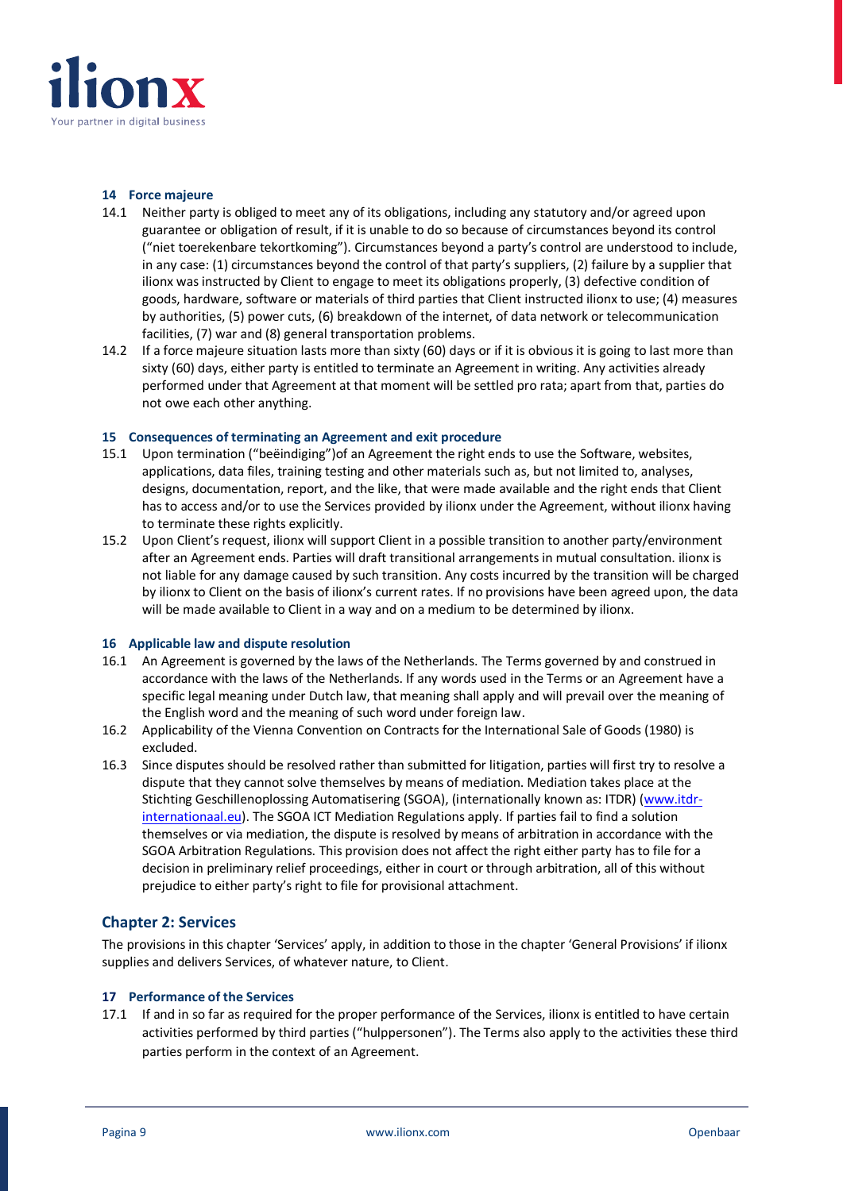### 14 Force majeure

14.1 Neither party is obliged to meet any of its obligations, including any statutory and/or agreed upon guarantee or obligation of result, if it is unable to do so because of circumstances beyond its control ("niet toerekenbare tekortkoming"). Circumstances beyond a party's control are understood to include, in any case: (1) circumstances beyond the control of that party's suppliers, (2) failure by a supplier that ilionx was instructed by Client to engage to meet its obligations properly, (3) defective condition of goods, hardware, software or materials of third parties that Client instructed ilionx to use; (4) measures by authorities, (5) power cuts, (6) breakdown of the internet, of data network or telecommunication facilities, (7) war and (8) general transportation problems.

14.2 If a force majeure situation lasts more than sixty (60) days or if it is obvious it is going to last more than sixty (60) days, either party is entitled to terminate an Agreement in writing. Any activities already performed under that Agreement at that moment will be settled pro rata; apart from that, parties do not owe each other anything.

### 15 Consequences of terminating an Agreement and exit procedure

15.1 Upon termination ("beëindiging")of an Agreement the right ends to use the Software, websites, applications, data files, training testing and other materials such as, but not limited to, analyses, designs, documentation, report, and the like, that were made available and the right ends that Client has to access and/or to use the Services provided by ilionx under the Agreement, without ilionx having to terminate these rights explicitly.

15.2 Upon Client's request, ilionx will support Client in a possible transition to another party/environment after an Agreement ends. Parties will draft transitional arrangements in mutual consultation. ilionx is not liable for any damage caused by such transition. Any costs incurred by the transition will be charged by ilionx to Client on the basis of ilionx's current rates. If no provisions have been agreed upon, the data will be made available to Client in a way and on a medium to be determined by ilionx.

### 16 Applicable law and dispute resolution

16.1 An Agreement is governed by the laws of the Netherlands. The Terms governed by and construed in accordance with the laws of the Netherlands. If any words used in the Terms or an Agreement have a specific legal meaning under Dutch law, that meaning shall apply and will prevail over the meaning of the English word and the meaning of such word under foreign law.

16.2 Applicability of the Vienna Convention on Contracts for the International Sale of Goods (1980) is excluded.

16.3 Since disputes should be resolved rather than submitted for litigation, parties will first try to resolve a dispute that they cannot solve themselves by means of mediation. Mediation takes place at the Stichting Geschillenoplossing Automatisering (SGOA), (internationally known as: ITDR) (www.itdr-internationaal.eu). The SGOA ICT Mediation Regulations apply. If parties fail to find a solution themselves or via mediation, the dispute is resolved by means of arbitration in accordance with the SGOA Arbitration Regulations. This provision does not affect the right either party has to file for a decision in preliminary relief proceedings, either in court or through arbitration, all of this without prejudice to either party's right to file for provisional attachment.

## Chapter 2: Services

The provisions in this chapter 'Services' apply, in addition to those in the chapter 'General Provisions' if ilionx supplies and delivers Services, of whatever nature, to Client.

### 17 Performance of the Services

17.1 If and in so far as required for the proper performance of the Services, ilionx is entitled to have certain activities performed by third parties ("hulppersonen"). The Terms also apply to the activities these third parties perform in the context of an Agreement.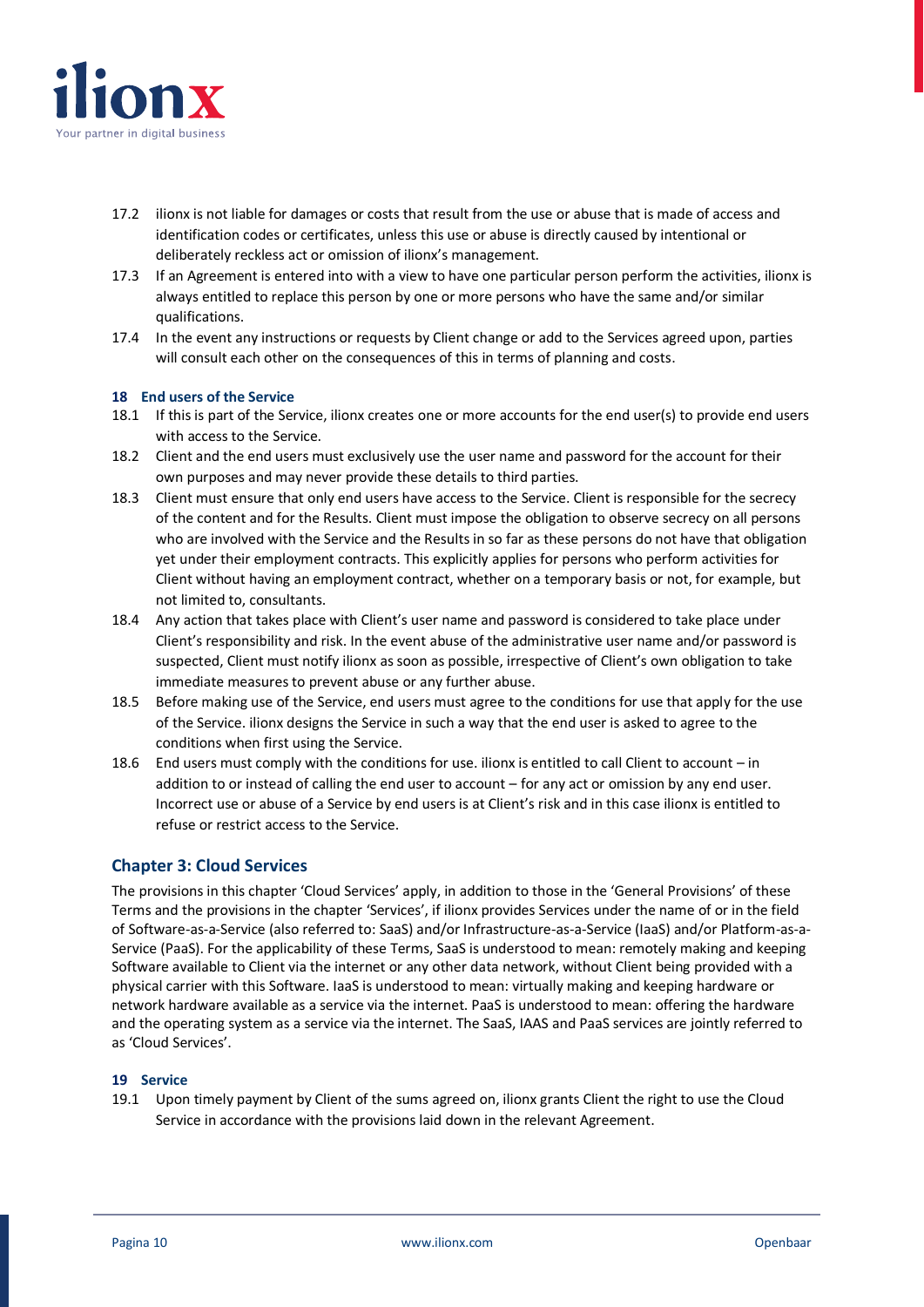17.2 ilionx is not liable for damages or costs that result from the use or abuse that is made of access and identification codes or certificates, unless this use or abuse is directly caused by intentional or deliberately reckless act or omission of ilionx's management.

17.3 If an Agreement is entered into with a view to have one particular person perform the activities, ilionx is always entitled to replace this person by one or more persons who have the same and/or similar qualifications.

17.4 In the event any instructions or requests by Client change or add to the Services agreed upon, parties will consult each other on the consequences of this in terms of planning and costs.

### 18 End users of the Service

18.1 If this is part of the Service, ilionx creates one or more accounts for the end user(s) to provide end users with access to the Service.

18.2 Client and the end users must exclusively use the user name and password for the account for their own purposes and may never provide these details to third parties.

18.3 Client must ensure that only end users have access to the Service. Client is responsible for the secrecy of the content and for the Results. Client must impose the obligation to observe secrecy on all persons who are involved with the Service and the Results in so far as these persons do not have that obligation yet under their employment contracts. This explicitly applies for persons who perform activities for Client without having an employment contract, whether on a temporary basis or not, for example, but not limited to, consultants.

18.4 Any action that takes place with Client's user name and password is considered to take place under Client's responsibility and risk. In the event abuse of the administrative user name and/or password is suspected, Client must notify ilionx as soon as possible, irrespective of Client's own obligation to take immediate measures to prevent abuse or any further abuse.

18.5 Before making use of the Service, end users must agree to the conditions for use that apply for the use of the Service. ilionx designs the Service in such a way that the end user is asked to agree to the conditions when first using the Service.

18.6 End users must comply with the conditions for use. ilionx is entitled to call Client to account – in addition to or instead of calling the end user to account – for any act or omission by any end user. Incorrect use or abuse of a Service by end users is at Client's risk and in this case ilionx is entitled to refuse or restrict access to the Service.

## Chapter 3: Cloud Services

The provisions in this chapter 'Cloud Services' apply, in addition to those in the 'General Provisions' of these Terms and the provisions in the chapter 'Services', if ilionx provides Services under the name of or in the field of Software-as-a-Service (also referred to: SaaS) and/or Infrastructure-as-a-Service (IaaS) and/or Platform-as-a-Service (PaaS). For the applicability of these Terms, SaaS is understood to mean: remotely making and keeping Software available to Client via the internet or any other data network, without Client being provided with a physical carrier with this Software. IaaS is understood to mean: virtually making and keeping hardware or network hardware available as a service via the internet. PaaS is understood to mean: offering the hardware and the operating system as a service via the internet. The SaaS, IAAS and PaaS services are jointly referred to as 'Cloud Services'.

### 19 Service

19.1 Upon timely payment by Client of the sums agreed on, ilionx grants Client the right to use the Cloud Service in accordance with the provisions laid down in the relevant Agreement.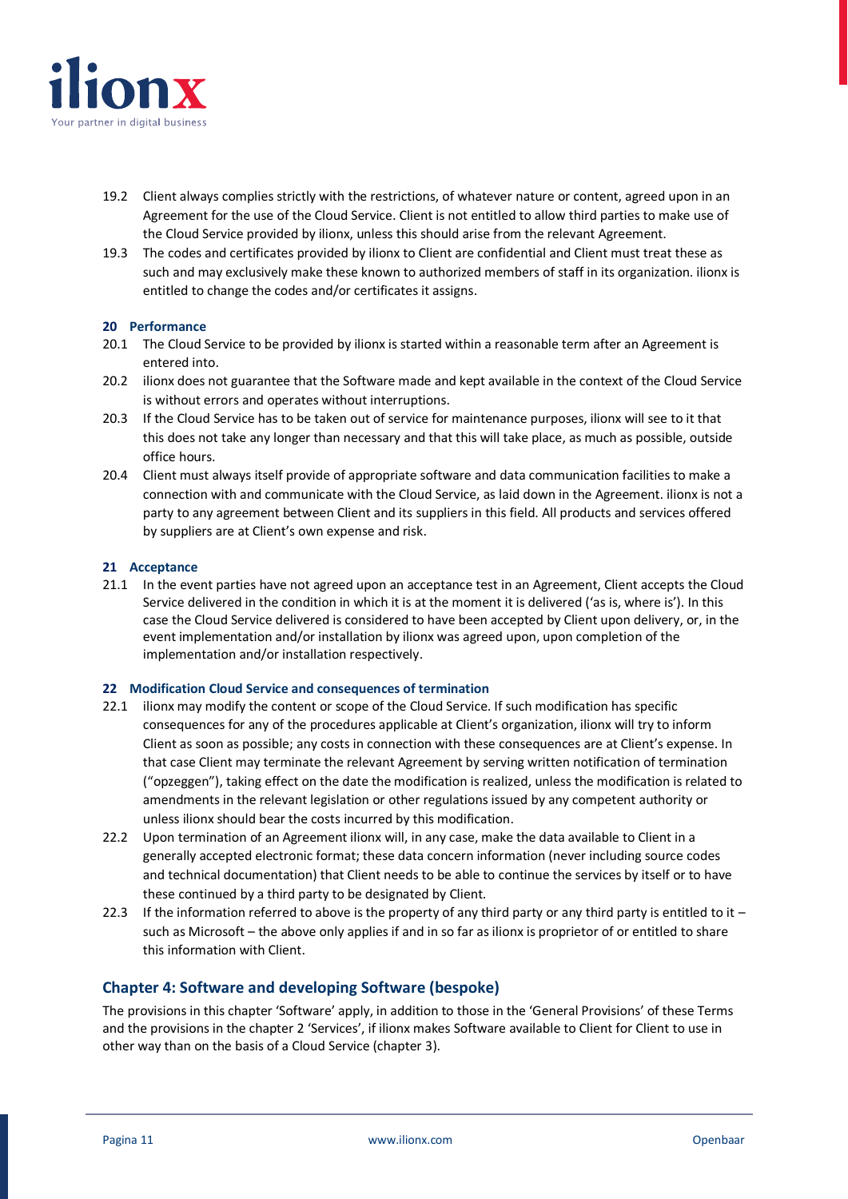19.2 Client always complies strictly with the restrictions, of whatever nature or content, agreed upon in an Agreement for the use of the Cloud Service. Client is not entitled to allow third parties to make use of the Cloud Service provided by ilionx, unless this should arise from the relevant Agreement.

19.3 The codes and certificates provided by ilionx to Client are confidential and Client must treat these as such and may exclusively make these known to authorized members of staff in its organization. ilionx is entitled to change the codes and/or certificates it assigns.

### 20 Performance

20.1 The Cloud Service to be provided by ilionx is started within a reasonable term after an Agreement is entered into.

20.2 ilionx does not guarantee that the Software made and kept available in the context of the Cloud Service is without errors and operates without interruptions.

20.3 If the Cloud Service has to be taken out of service for maintenance purposes, ilionx will see to it that this does not take any longer than necessary and that this will take place, as much as possible, outside office hours.

20.4 Client must always itself provide of appropriate software and data communication facilities to make a connection with and communicate with the Cloud Service, as laid down in the Agreement. ilionx is not a party to any agreement between Client and its suppliers in this field. All products and services offered by suppliers are at Client's own expense and risk.

### 21 Acceptance

21.1 In the event parties have not agreed upon an acceptance test in an Agreement, Client accepts the Cloud Service delivered in the condition in which it is at the moment it is delivered ('as is, where is'). In this case the Cloud Service delivered is considered to have been accepted by Client upon delivery, or, in the event implementation and/or installation by ilionx was agreed upon, upon completion of the implementation and/or installation respectively.

### 22 Modification Cloud Service and consequences of termination

22.1 ilionx may modify the content or scope of the Cloud Service. If such modification has specific consequences for any of the procedures applicable at Client's organization, ilionx will try to inform Client as soon as possible; any costs in connection with these consequences are at Client's expense. In that case Client may terminate the relevant Agreement by serving written notification of termination ("opzeggen"), taking effect on the date the modification is realized, unless the modification is related to amendments in the relevant legislation or other regulations issued by any competent authority or unless ilionx should bear the costs incurred by this modification.

22.2 Upon termination of an Agreement ilionx will, in any case, make the data available to Client in a generally accepted electronic format; these data concern information (never including source codes and technical documentation) that Client needs to be able to continue the services by itself or to have these continued by a third party to be designated by Client.

22.3 If the information referred to above is the property of any third party or any third party is entitled to it – such as Microsoft – the above only applies if and in so far as ilionx is proprietor of or entitled to share this information with Client.

## Chapter 4: Software and developing Software (bespoke)

The provisions in this chapter 'Software' apply, in addition to those in the 'General Provisions' of these Terms and the provisions in the chapter 2 'Services', if ilionx makes Software available to Client for Client to use in other way than on the basis of a Cloud Service (chapter 3).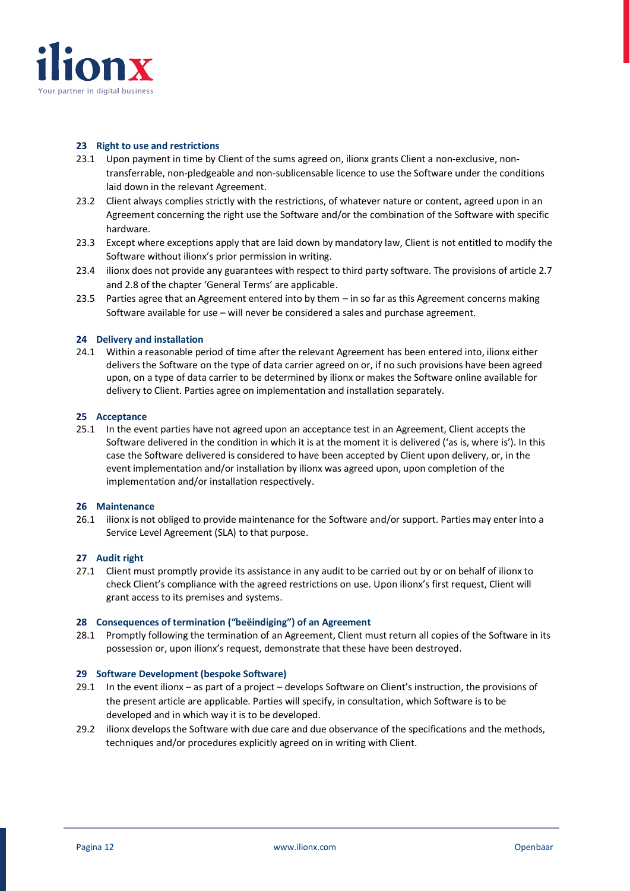## 23 Right to use and restrictions

23.1 Upon payment in time by Client of the sums agreed on, ilionx grants Client a non-exclusive, non-transferrable, non-pledgeable and non-sublicensable licence to use the Software under the conditions laid down in the relevant Agreement.

23.2 Client always complies strictly with the restrictions, of whatever nature or content, agreed upon in an Agreement concerning the right use the Software and/or the combination of the Software with specific hardware.

23.3 Except where exceptions apply that are laid down by mandatory law, Client is not entitled to modify the Software without ilionx's prior permission in writing.

23.4 ilionx does not provide any guarantees with respect to third party software. The provisions of article 2.7 and 2.8 of the chapter 'General Terms' are applicable.

23.5 Parties agree that an Agreement entered into by them – in so far as this Agreement concerns making Software available for use – will never be considered a sales and purchase agreement.

## 24 Delivery and installation

24.1 Within a reasonable period of time after the relevant Agreement has been entered into, ilionx either delivers the Software on the type of data carrier agreed on or, if no such provisions have been agreed upon, on a type of data carrier to be determined by ilionx or makes the Software online available for delivery to Client. Parties agree on implementation and installation separately.

## 25 Acceptance

25.1 In the event parties have not agreed upon an acceptance test in an Agreement, Client accepts the Software delivered in the condition in which it is at the moment it is delivered ('as is, where is'). In this case the Software delivered is considered to have been accepted by Client upon delivery, or, in the event implementation and/or installation by ilionx was agreed upon, upon completion of the implementation and/or installation respectively.

## 26 Maintenance

26.1 ilionx is not obliged to provide maintenance for the Software and/or support. Parties may enter into a Service Level Agreement (SLA) to that purpose.

## 27 Audit right

27.1 Client must promptly provide its assistance in any audit to be carried out by or on behalf of ilionx to check Client's compliance with the agreed restrictions on use. Upon ilionx's first request, Client will grant access to its premises and systems.

## 28 Consequences of termination ("beëindiging") of an Agreement

28.1 Promptly following the termination of an Agreement, Client must return all copies of the Software in its possession or, upon ilionx's request, demonstrate that these have been destroyed.

## 29 Software Development (bespoke Software)

29.1 In the event ilionx – as part of a project – develops Software on Client's instruction, the provisions of the present article are applicable. Parties will specify, in consultation, which Software is to be developed and in which way it is to be developed.

29.2 ilionx develops the Software with due care and due observance of the specifications and the methods, techniques and/or procedures explicitly agreed on in writing with Client.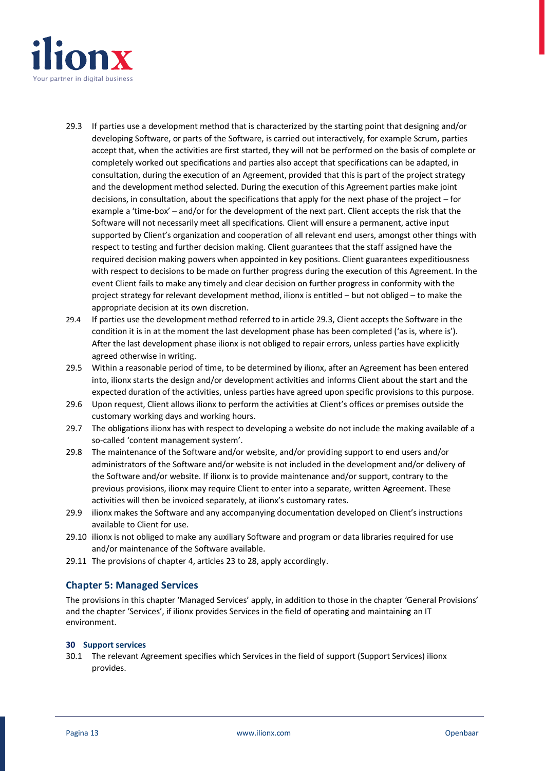29.3 If parties use a development method that is characterized by the starting point that designing and/or developing Software, or parts of the Software, is carried out interactively, for example Scrum, parties accept that, when the activities are first started, they will not be performed on the basis of complete or completely worked out specifications and parties also accept that specifications can be adapted, in consultation, during the execution of an Agreement, provided that this is part of the project strategy and the development method selected. During the execution of this Agreement parties make joint decisions, in consultation, about the specifications that apply for the next phase of the project – for example a 'time-box' – and/or for the development of the next part. Client accepts the risk that the Software will not necessarily meet all specifications. Client will ensure a permanent, active input supported by Client's organization and cooperation of all relevant end users, amongst other things with respect to testing and further decision making. Client guarantees that the staff assigned have the required decision making powers when appointed in key positions. Client guarantees expeditiousness with respect to decisions to be made on further progress during the execution of this Agreement. In the event Client fails to make any timely and clear decision on further progress in conformity with the project strategy for relevant development method, ilionx is entitled – but not obliged – to make the appropriate decision at its own discretion.

29.4 If parties use the development method referred to in article 29.3, Client accepts the Software in the condition it is in at the moment the last development phase has been completed ('as is, where is'). After the last development phase ilionx is not obliged to repair errors, unless parties have explicitly agreed otherwise in writing.

29.5 Within a reasonable period of time, to be determined by ilionx, after an Agreement has been entered into, ilionx starts the design and/or development activities and informs Client about the start and the expected duration of the activities, unless parties have agreed upon specific provisions to this purpose.

29.6 Upon request, Client allows ilionx to perform the activities at Client's offices or premises outside the customary working days and working hours.

29.7 The obligations ilionx has with respect to developing a website do not include the making available of a so-called 'content management system'.

29.8 The maintenance of the Software and/or website, and/or providing support to end users and/or administrators of the Software and/or website is not included in the development and/or delivery of the Software and/or website. If ilionx is to provide maintenance and/or support, contrary to the previous provisions, ilionx may require Client to enter into a separate, written Agreement. These activities will then be invoiced separately, at ilionx's customary rates.

29.9 ilionx makes the Software and any accompanying documentation developed on Client's instructions available to Client for use.

29.10 ilionx is not obliged to make any auxiliary Software and program or data libraries required for use and/or maintenance of the Software available.

29.11 The provisions of chapter 4, articles 23 to 28, apply accordingly.

## Chapter 5: Managed Services

The provisions in this chapter 'Managed Services' apply, in addition to those in the chapter 'General Provisions' and the chapter 'Services', if ilionx provides Services in the field of operating and maintaining an IT environment.

### 30 Support services

30.1 The relevant Agreement specifies which Services in the field of support (Support Services) ilionx provides.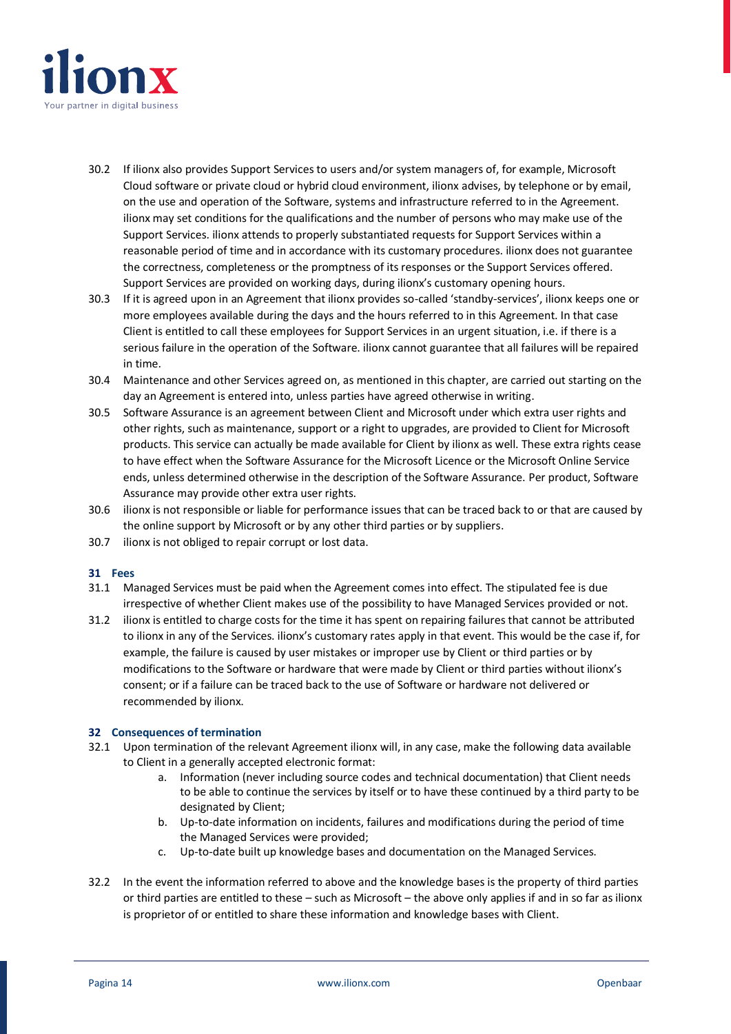30.2 If ilionx also provides Support Services to users and/or system managers of, for example, Microsoft Cloud software or private cloud or hybrid cloud environment, ilionx advises, by telephone or by email, on the use and operation of the Software, systems and infrastructure referred to in the Agreement. ilionx may set conditions for the qualifications and the number of persons who may make use of the Support Services. ilionx attends to properly substantiated requests for Support Services within a reasonable period of time and in accordance with its customary procedures. ilionx does not guarantee the correctness, completeness or the promptness of its responses or the Support Services offered. Support Services are provided on working days, during ilionx's customary opening hours.

30.3 If it is agreed upon in an Agreement that ilionx provides so-called 'standby-services', ilionx keeps one or more employees available during the days and the hours referred to in this Agreement. In that case Client is entitled to call these employees for Support Services in an urgent situation, i.e. if there is a serious failure in the operation of the Software. ilionx cannot guarantee that all failures will be repaired in time.

30.4 Maintenance and other Services agreed on, as mentioned in this chapter, are carried out starting on the day an Agreement is entered into, unless parties have agreed otherwise in writing.

30.5 Software Assurance is an agreement between Client and Microsoft under which extra user rights and other rights, such as maintenance, support or a right to upgrades, are provided to Client for Microsoft products. This service can actually be made available for Client by ilionx as well. These extra rights cease to have effect when the Software Assurance for the Microsoft Licence or the Microsoft Online Service ends, unless determined otherwise in the description of the Software Assurance. Per product, Software Assurance may provide other extra user rights.

30.6 ilionx is not responsible or liable for performance issues that can be traced back to or that are caused by the online support by Microsoft or by any other third parties or by suppliers.

30.7 ilionx is not obliged to repair corrupt or lost data.

## 31 Fees

31.1 Managed Services must be paid when the Agreement comes into effect. The stipulated fee is due irrespective of whether Client makes use of the possibility to have Managed Services provided or not.

31.2 ilionx is entitled to charge costs for the time it has spent on repairing failures that cannot be attributed to ilionx in any of the Services. ilionx's customary rates apply in that event. This would be the case if, for example, the failure is caused by user mistakes or improper use by Client or third parties or by modifications to the Software or hardware that were made by Client or third parties without ilionx's consent; or if a failure can be traced back to the use of Software or hardware not delivered or recommended by ilionx.

## 32 Consequences of termination

32.1 Upon termination of the relevant Agreement ilionx will, in any case, make the following data available to Client in a generally accepted electronic format:

   a. Information (never including source codes and technical documentation) that Client needs to be able to continue the services by itself or to have these continued by a third party to be designated by Client;
   b. Up-to-date information on incidents, failures and modifications during the period of time the Managed Services were provided;
   c. Up-to-date built up knowledge bases and documentation on the Managed Services.

32.2 In the event the information referred to above and the knowledge bases is the property of third parties or third parties are entitled to these – such as Microsoft – the above only applies if and in so far as ilionx is proprietor of or entitled to share these information and knowledge bases with Client.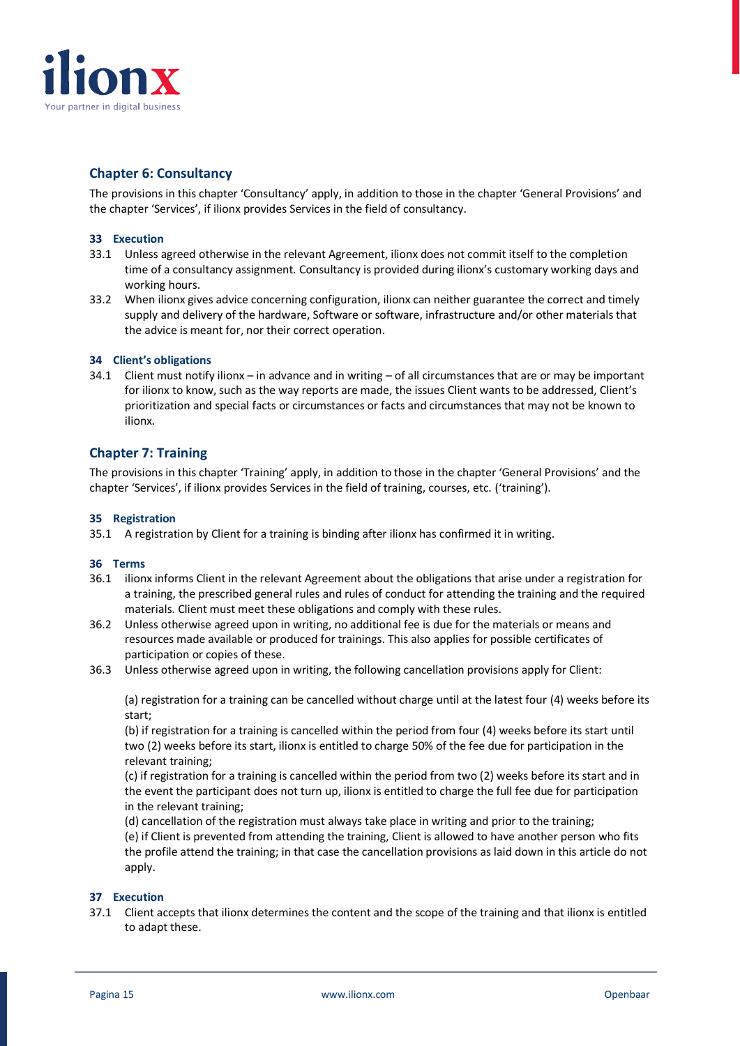## Chapter 6: Consultancy

The provisions in this chapter 'Consultancy' apply, in addition to those in the chapter 'General Provisions' and the chapter 'Services', if ilionx provides Services in the field of consultancy.

### 33 Execution

33.1 Unless agreed otherwise in the relevant Agreement, ilionx does not commit itself to the completion time of a consultancy assignment. Consultancy is provided during ilionx's customary working days and working hours.

33.2 When ilionx gives advice concerning configuration, ilionx can neither guarantee the correct and timely supply and delivery of the hardware, Software or software, infrastructure and/or other materials that the advice is meant for, nor their correct operation.

### 34 Client's obligations

34.1 Client must notify ilionx – in advance and in writing – of all circumstances that are or may be important for ilionx to know, such as the way reports are made, the issues Client wants to be addressed, Client's prioritization and special facts or circumstances or facts and circumstances that may not be known to ilionx.

## Chapter 7: Training

The provisions in this chapter 'Training' apply, in addition to those in the chapter 'General Provisions' and the chapter 'Services', if ilionx provides Services in the field of training, courses, etc. ('training').

### 35 Registration

35.1 A registration by Client for a training is binding after ilionx has confirmed it in writing.

### 36 Terms

36.1 ilionx informs Client in the relevant Agreement about the obligations that arise under a registration for a training, the prescribed general rules and rules of conduct for attending the training and the required materials. Client must meet these obligations and comply with these rules.

36.2 Unless otherwise agreed upon in writing, no additional fee is due for the materials or means and resources made available or produced for trainings. This also applies for possible certificates of participation or copies of these.

36.3 Unless otherwise agreed upon in writing, the following cancellation provisions apply for Client:

(a) registration for a training can be cancelled without charge until at the latest four (4) weeks before its start;
(b) if registration for a training is cancelled within the period from four (4) weeks before its start until two (2) weeks before its start, ilionx is entitled to charge 50% of the fee due for participation in the relevant training;
(c) if registration for a training is cancelled within the period from two (2) weeks before its start and in the event the participant does not turn up, ilionx is entitled to charge the full fee due for participation in the relevant training;
(d) cancellation of the registration must always take place in writing and prior to the training;
(e) if Client is prevented from attending the training, Client is allowed to have another person who fits the profile attend the training; in that case the cancellation provisions as laid down in this article do not apply.

### 37 Execution

37.1 Client accepts that ilionx determines the content and the scope of the training and that ilionx is entitled to adapt these.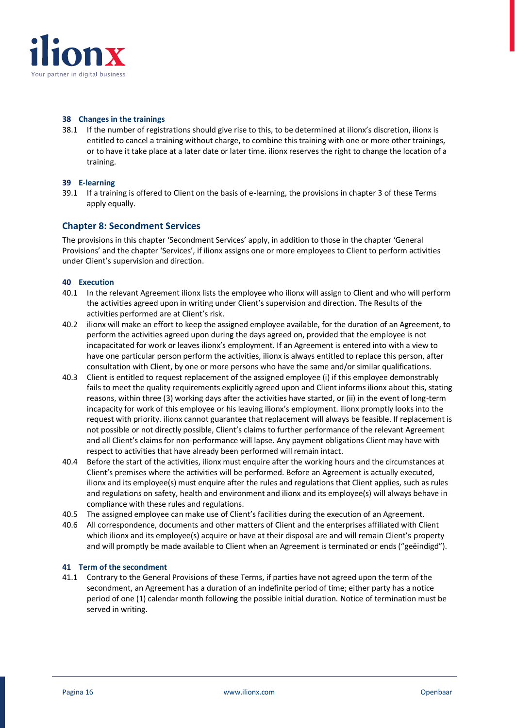### 38 Changes in the trainings

38.1 If the number of registrations should give rise to this, to be determined at ilionx's discretion, ilionx is entitled to cancel a training without charge, to combine this training with one or more other trainings, or to have it take place at a later date or later time. ilionx reserves the right to change the location of a training.

### 39 E-learning

39.1 If a training is offered to Client on the basis of e-learning, the provisions in chapter 3 of these Terms apply equally.

## Chapter 8: Secondment Services

The provisions in this chapter 'Secondment Services' apply, in addition to those in the chapter 'General Provisions' and the chapter 'Services', if ilionx assigns one or more employees to Client to perform activities under Client's supervision and direction.

### 40 Execution

40.1 In the relevant Agreement ilionx lists the employee who ilionx will assign to Client and who will perform the activities agreed upon in writing under Client's supervision and direction. The Results of the activities performed are at Client's risk.

40.2 ilionx will make an effort to keep the assigned employee available, for the duration of an Agreement, to perform the activities agreed upon during the days agreed on, provided that the employee is not incapacitated for work or leaves ilionx's employment. If an Agreement is entered into with a view to have one particular person perform the activities, ilionx is always entitled to replace this person, after consultation with Client, by one or more persons who have the same and/or similar qualifications.

40.3 Client is entitled to request replacement of the assigned employee (i) if this employee demonstrably fails to meet the quality requirements explicitly agreed upon and Client informs ilionx about this, stating reasons, within three (3) working days after the activities have started, or (ii) in the event of long-term incapacity for work of this employee or his leaving ilionx's employment. ilionx promptly looks into the request with priority. ilionx cannot guarantee that replacement will always be feasible. If replacement is not possible or not directly possible, Client's claims to further performance of the relevant Agreement and all Client's claims for non-performance will lapse. Any payment obligations Client may have with respect to activities that have already been performed will remain intact.

40.4 Before the start of the activities, ilionx must enquire after the working hours and the circumstances at Client's premises where the activities will be performed. Before an Agreement is actually executed, ilionx and its employee(s) must enquire after the rules and regulations that Client applies, such as rules and regulations on safety, health and environment and ilionx and its employee(s) will always behave in compliance with these rules and regulations.

40.5 The assigned employee can make use of Client's facilities during the execution of an Agreement.

40.6 All correspondence, documents and other matters of Client and the enterprises affiliated with Client which ilionx and its employee(s) acquire or have at their disposal are and will remain Client's property and will promptly be made available to Client when an Agreement is terminated or ends ("geëindigd").

### 41 Term of the secondment

41.1 Contrary to the General Provisions of these Terms, if parties have not agreed upon the term of the secondment, an Agreement has a duration of an indefinite period of time; either party has a notice period of one (1) calendar month following the possible initial duration. Notice of termination must be served in writing.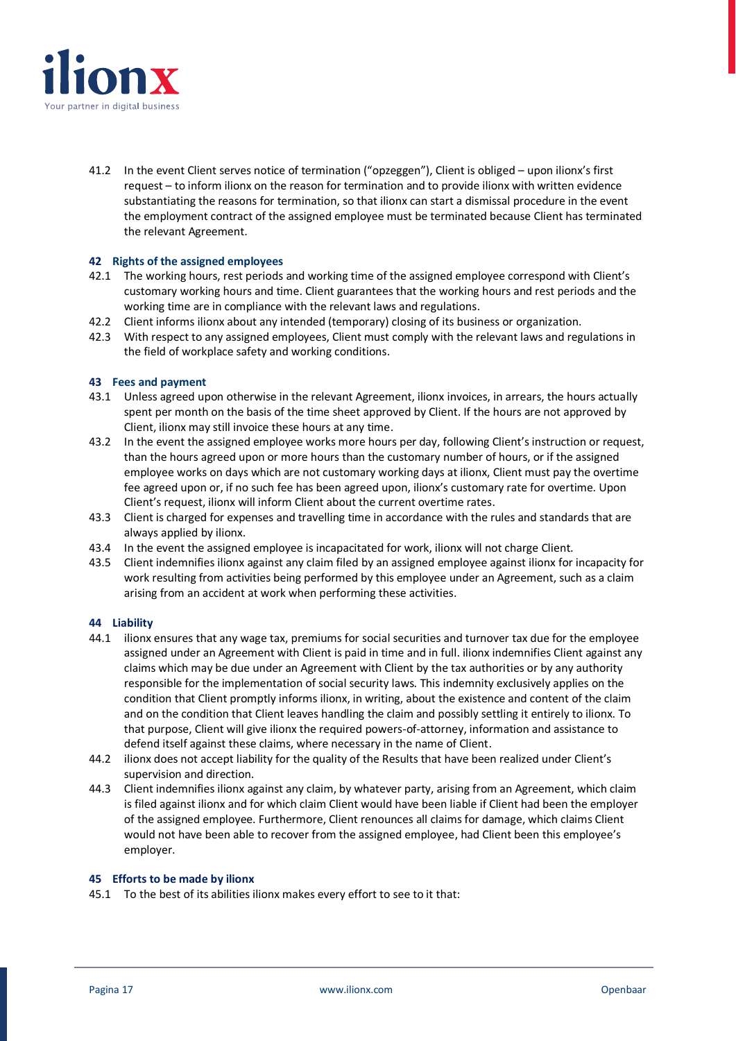41.2 In the event Client serves notice of termination (“opzeggen”), Client is obliged – upon ilionx’s first request – to inform ilionx on the reason for termination and to provide ilionx with written evidence substantiating the reasons for termination, so that ilionx can start a dismissal procedure in the event the employment contract of the assigned employee must be terminated because Client has terminated the relevant Agreement.

## 42 Rights of the assigned employees

42.1 The working hours, rest periods and working time of the assigned employee correspond with Client’s customary working hours and time. Client guarantees that the working hours and rest periods and the working time are in compliance with the relevant laws and regulations.

42.2 Client informs ilionx about any intended (temporary) closing of its business or organization.

42.3 With respect to any assigned employees, Client must comply with the relevant laws and regulations in the field of workplace safety and working conditions.

## 43 Fees and payment

43.1 Unless agreed upon otherwise in the relevant Agreement, ilionx invoices, in arrears, the hours actually spent per month on the basis of the time sheet approved by Client. If the hours are not approved by Client, ilionx may still invoice these hours at any time.

43.2 In the event the assigned employee works more hours per day, following Client’s instruction or request, than the hours agreed upon or more hours than the customary number of hours, or if the assigned employee works on days which are not customary working days at ilionx, Client must pay the overtime fee agreed upon or, if no such fee has been agreed upon, ilionx’s customary rate for overtime. Upon Client’s request, ilionx will inform Client about the current overtime rates.

43.3 Client is charged for expenses and travelling time in accordance with the rules and standards that are always applied by ilionx.

43.4 In the event the assigned employee is incapacitated for work, ilionx will not charge Client.

43.5 Client indemnifies ilionx against any claim filed by an assigned employee against ilionx for incapacity for work resulting from activities being performed by this employee under an Agreement, such as a claim arising from an accident at work when performing these activities.

## 44 Liability

44.1 ilionx ensures that any wage tax, premiums for social securities and turnover tax due for the employee assigned under an Agreement with Client is paid in time and in full. ilionx indemnifies Client against any claims which may be due under an Agreement with Client by the tax authorities or by any authority responsible for the implementation of social security laws. This indemnity exclusively applies on the condition that Client promptly informs ilionx, in writing, about the existence and content of the claim and on the condition that Client leaves handling the claim and possibly settling it entirely to ilionx. To that purpose, Client will give ilionx the required powers-of-attorney, information and assistance to defend itself against these claims, where necessary in the name of Client.

44.2 ilionx does not accept liability for the quality of the Results that have been realized under Client’s supervision and direction.

44.3 Client indemnifies ilionx against any claim, by whatever party, arising from an Agreement, which claim is filed against ilionx and for which claim Client would have been liable if Client had been the employer of the assigned employee. Furthermore, Client renounces all claims for damage, which claims Client would not have been able to recover from the assigned employee, had Client been this employee’s employer.

## 45 Efforts to be made by ilionx

45.1 To the best of its abilities ilionx makes every effort to see to it that: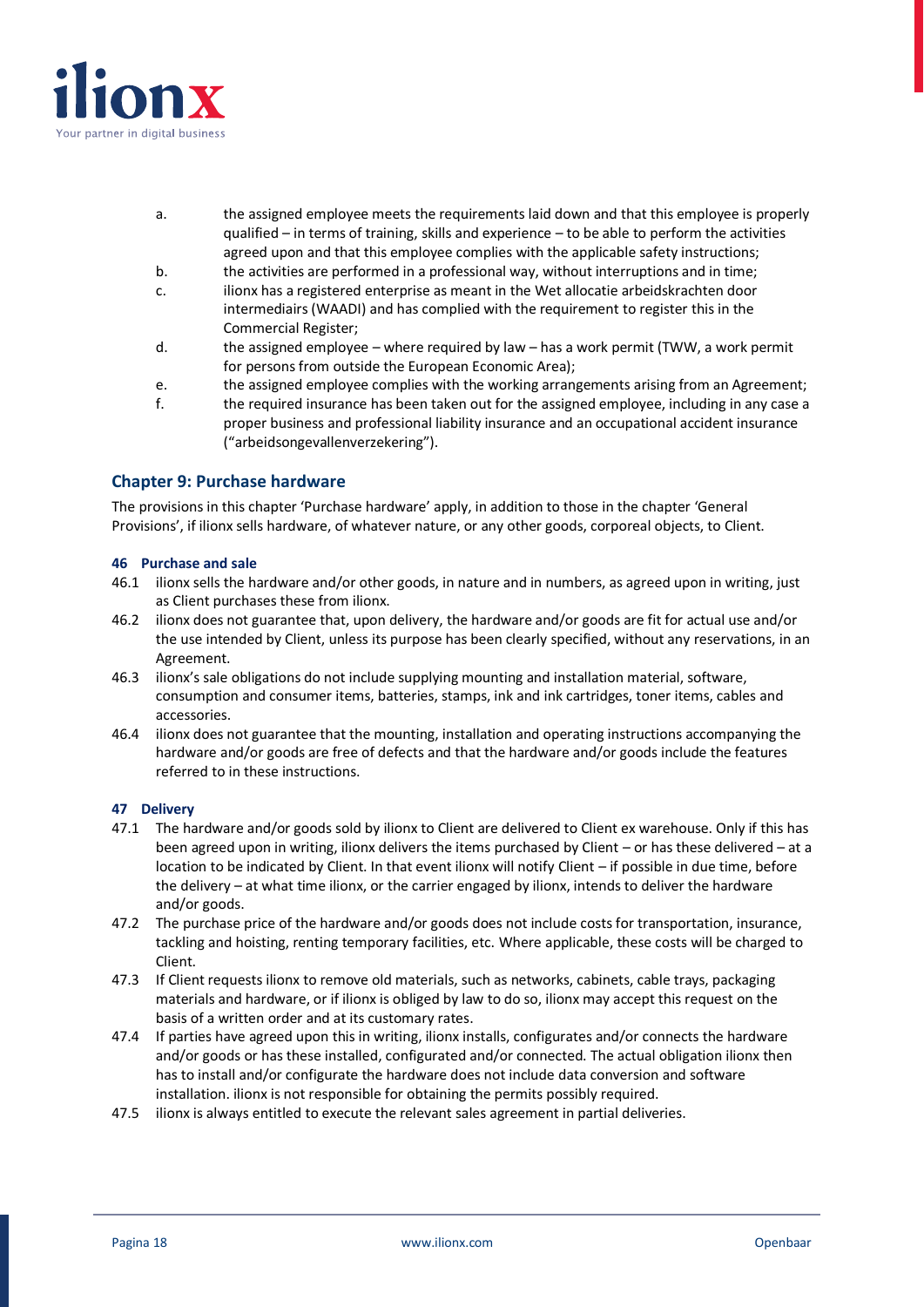a. the assigned employee meets the requirements laid down and that this employee is properly qualified – in terms of training, skills and experience – to be able to perform the activities agreed upon and that this employee complies with the applicable safety instructions;
b. the activities are performed in a professional way, without interruptions and in time;
c. ilionx has a registered enterprise as meant in the Wet allocatie arbeidskrachten door intermediairs (WAADI) and has complied with the requirement to register this in the Commercial Register;
d. the assigned employee – where required by law – has a work permit (TWW, a work permit for persons from outside the European Economic Area);
e. the assigned employee complies with the working arrangements arising from an Agreement;
f. the required insurance has been taken out for the assigned employee, including in any case a proper business and professional liability insurance and an occupational accident insurance (“arbeidsongevallenverzekering”).

## Chapter 9: Purchase hardware

The provisions in this chapter ‘Purchase hardware’ apply, in addition to those in the chapter ‘General Provisions’, if ilionx sells hardware, of whatever nature, or any other goods, corporeal objects, to Client.

### 46 Purchase and sale

46.1 ilionx sells the hardware and/or other goods, in nature and in numbers, as agreed upon in writing, just as Client purchases these from ilionx.

46.2 ilionx does not guarantee that, upon delivery, the hardware and/or goods are fit for actual use and/or the use intended by Client, unless its purpose has been clearly specified, without any reservations, in an Agreement.

46.3 ilionx’s sale obligations do not include supplying mounting and installation material, software, consumption and consumer items, batteries, stamps, ink and ink cartridges, toner items, cables and accessories.

46.4 ilionx does not guarantee that the mounting, installation and operating instructions accompanying the hardware and/or goods are free of defects and that the hardware and/or goods include the features referred to in these instructions.

### 47 Delivery

47.1 The hardware and/or goods sold by ilionx to Client are delivered to Client ex warehouse. Only if this has been agreed upon in writing, ilionx delivers the items purchased by Client – or has these delivered – at a location to be indicated by Client. In that event ilionx will notify Client – if possible in due time, before the delivery – at what time ilionx, or the carrier engaged by ilionx, intends to deliver the hardware and/or goods.

47.2 The purchase price of the hardware and/or goods does not include costs for transportation, insurance, tackling and hoisting, renting temporary facilities, etc. Where applicable, these costs will be charged to Client.

47.3 If Client requests ilionx to remove old materials, such as networks, cabinets, cable trays, packaging materials and hardware, or if ilionx is obliged by law to do so, ilionx may accept this request on the basis of a written order and at its customary rates.

47.4 If parties have agreed upon this in writing, ilionx installs, configurates and/or connects the hardware and/or goods or has these installed, configurated and/or connected. The actual obligation ilionx then has to install and/or configurate the hardware does not include data conversion and software installation. ilionx is not responsible for obtaining the permits possibly required.

47.5 ilionx is always entitled to execute the relevant sales agreement in partial deliveries.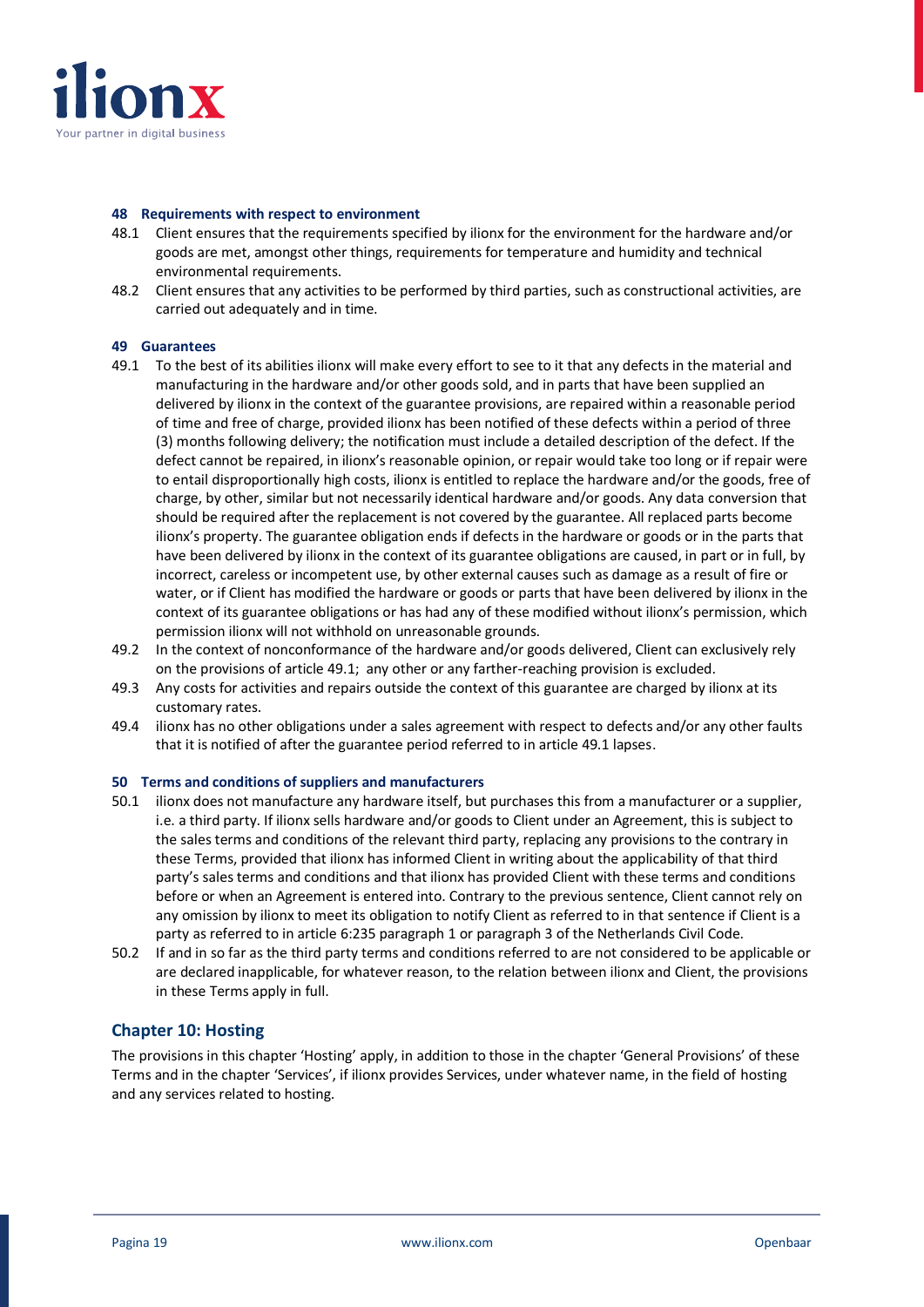### 48 Requirements with respect to environment

48.1 Client ensures that the requirements specified by ilionx for the environment for the hardware and/or goods are met, amongst other things, requirements for temperature and humidity and technical environmental requirements.

48.2 Client ensures that any activities to be performed by third parties, such as constructional activities, are carried out adequately and in time.

### 49 Guarantees

49.1 To the best of its abilities ilionx will make every effort to see to it that any defects in the material and manufacturing in the hardware and/or other goods sold, and in parts that have been supplied an delivered by ilionx in the context of the guarantee provisions, are repaired within a reasonable period of time and free of charge, provided ilionx has been notified of these defects within a period of three (3) months following delivery; the notification must include a detailed description of the defect. If the defect cannot be repaired, in ilionx's reasonable opinion, or repair would take too long or if repair were to entail disproportionally high costs, ilionx is entitled to replace the hardware and/or the goods, free of charge, by other, similar but not necessarily identical hardware and/or goods. Any data conversion that should be required after the replacement is not covered by the guarantee. All replaced parts become ilionx's property. The guarantee obligation ends if defects in the hardware or goods or in the parts that have been delivered by ilionx in the context of its guarantee obligations are caused, in part or in full, by incorrect, careless or incompetent use, by other external causes such as damage as a result of fire or water, or if Client has modified the hardware or goods or parts that have been delivered by ilionx in the context of its guarantee obligations or has had any of these modified without ilionx's permission, which permission ilionx will not withhold on unreasonable grounds.

49.2 In the context of nonconformance of the hardware and/or goods delivered, Client can exclusively rely on the provisions of article 49.1; any other or any farther-reaching provision is excluded.

49.3 Any costs for activities and repairs outside the context of this guarantee are charged by ilionx at its customary rates.

49.4 ilionx has no other obligations under a sales agreement with respect to defects and/or any other faults that it is notified of after the guarantee period referred to in article 49.1 lapses.

### 50 Terms and conditions of suppliers and manufacturers

50.1 ilionx does not manufacture any hardware itself, but purchases this from a manufacturer or a supplier, i.e. a third party. If ilionx sells hardware and/or goods to Client under an Agreement, this is subject to the sales terms and conditions of the relevant third party, replacing any provisions to the contrary in these Terms, provided that ilionx has informed Client in writing about the applicability of that third party's sales terms and conditions and that ilionx has provided Client with these terms and conditions before or when an Agreement is entered into. Contrary to the previous sentence, Client cannot rely on any omission by ilionx to meet its obligation to notify Client as referred to in that sentence if Client is a party as referred to in article 6:235 paragraph 1 or paragraph 3 of the Netherlands Civil Code.

50.2 If and in so far as the third party terms and conditions referred to are not considered to be applicable or are declared inapplicable, for whatever reason, to the relation between ilionx and Client, the provisions in these Terms apply in full.

## Chapter 10: Hosting

The provisions in this chapter 'Hosting' apply, in addition to those in the chapter 'General Provisions' of these Terms and in the chapter 'Services', if ilionx provides Services, under whatever name, in the field of hosting and any services related to hosting.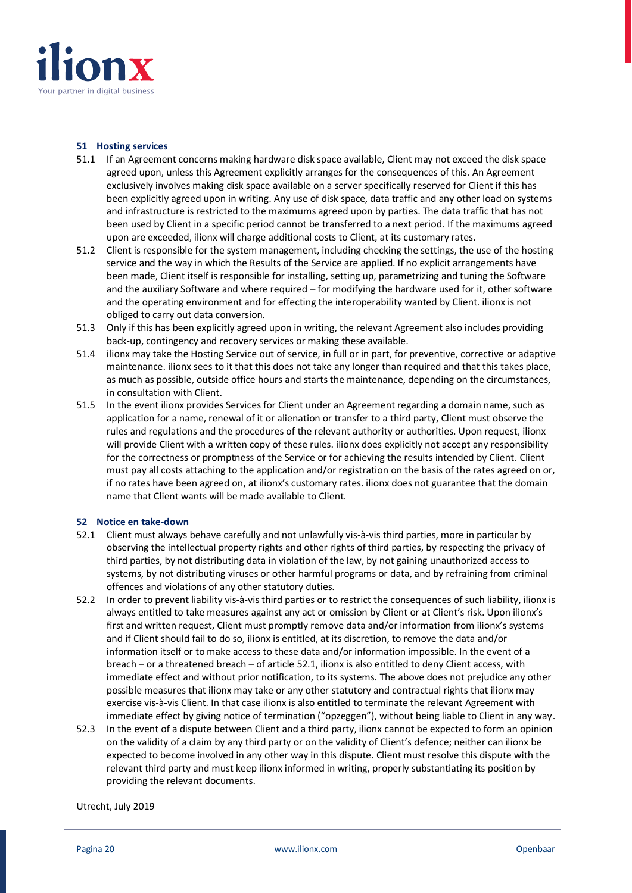## 51 Hosting services

51.1 If an Agreement concerns making hardware disk space available, Client may not exceed the disk space agreed upon, unless this Agreement explicitly arranges for the consequences of this. An Agreement exclusively involves making disk space available on a server specifically reserved for Client if this has been explicitly agreed upon in writing. Any use of disk space, data traffic and any other load on systems and infrastructure is restricted to the maximums agreed upon by parties. The data traffic that has not been used by Client in a specific period cannot be transferred to a next period. If the maximums agreed upon are exceeded, ilionx will charge additional costs to Client, at its customary rates.

51.2 Client is responsible for the system management, including checking the settings, the use of the hosting service and the way in which the Results of the Service are applied. If no explicit arrangements have been made, Client itself is responsible for installing, setting up, parametrizing and tuning the Software and the auxiliary Software and where required – for modifying the hardware used for it, other software and the operating environment and for effecting the interoperability wanted by Client. ilionx is not obliged to carry out data conversion.

51.3 Only if this has been explicitly agreed upon in writing, the relevant Agreement also includes providing back-up, contingency and recovery services or making these available.

51.4 ilionx may take the Hosting Service out of service, in full or in part, for preventive, corrective or adaptive maintenance. ilionx sees to it that this does not take any longer than required and that this takes place, as much as possible, outside office hours and starts the maintenance, depending on the circumstances, in consultation with Client.

51.5 In the event ilionx provides Services for Client under an Agreement regarding a domain name, such as application for a name, renewal of it or alienation or transfer to a third party, Client must observe the rules and regulations and the procedures of the relevant authority or authorities. Upon request, ilionx will provide Client with a written copy of these rules. ilionx does explicitly not accept any responsibility for the correctness or promptness of the Service or for achieving the results intended by Client. Client must pay all costs attaching to the application and/or registration on the basis of the rates agreed on or, if no rates have been agreed on, at ilionx's customary rates. ilionx does not guarantee that the domain name that Client wants will be made available to Client.

## 52 Notice en take-down

52.1 Client must always behave carefully and not unlawfully vis-à-vis third parties, more in particular by observing the intellectual property rights and other rights of third parties, by respecting the privacy of third parties, by not distributing data in violation of the law, by not gaining unauthorized access to systems, by not distributing viruses or other harmful programs or data, and by refraining from criminal offences and violations of any other statutory duties.

52.2 In order to prevent liability vis-à-vis third parties or to restrict the consequences of such liability, ilionx is always entitled to take measures against any act or omission by Client or at Client's risk. Upon ilionx's first and written request, Client must promptly remove data and/or information from ilionx's systems and if Client should fail to do so, ilionx is entitled, at its discretion, to remove the data and/or information itself or to make access to these data and/or information impossible. In the event of a breach – or a threatened breach – of article 52.1, ilionx is also entitled to deny Client access, with immediate effect and without prior notification, to its systems. The above does not prejudice any other possible measures that ilionx may take or any other statutory and contractual rights that ilionx may exercise vis-à-vis Client. In that case ilionx is also entitled to terminate the relevant Agreement with immediate effect by giving notice of termination ("opzeggen"), without being liable to Client in any way.

52.3 In the event of a dispute between Client and a third party, ilionx cannot be expected to form an opinion on the validity of a claim by any third party or on the validity of Client's defence; neither can ilionx be expected to become involved in any other way in this dispute. Client must resolve this dispute with the relevant third party and must keep ilionx informed in writing, properly substantiating its position by providing the relevant documents.

Utrecht, July 2019